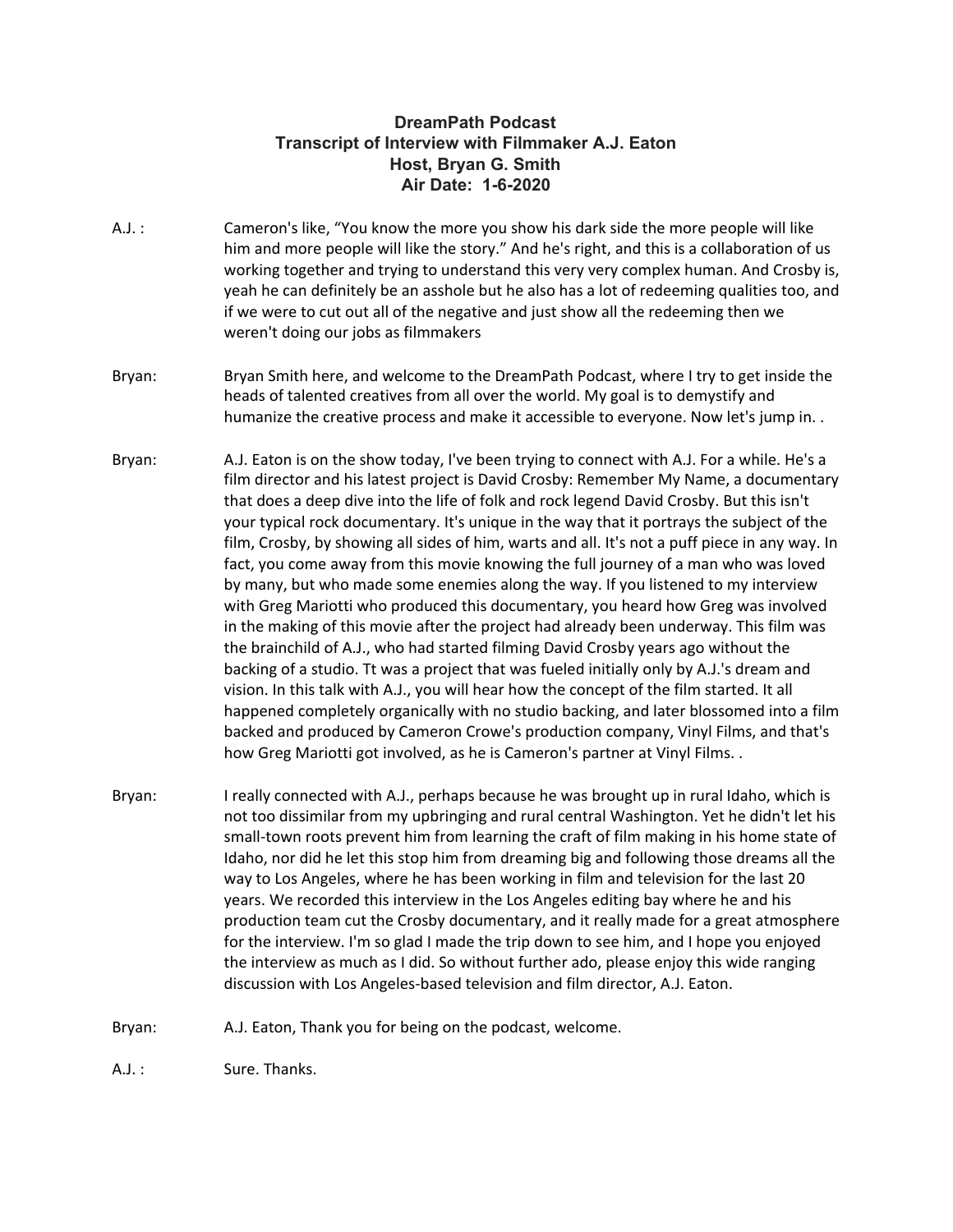**DreamPath Podcast**
**Transcript of Interview with Filmmaker A.J. Eaton**
**Host, Bryan G. Smith**
**Air Date: 1-6-2020**

A.J. : Cameron's like, "You know the more you show his dark side the more people will like him and more people will like the story." And he's right, and this is a collaboration of us working together and trying to understand this very very complex human. And Crosby is, yeah he can definitely be an asshole but he also has a lot of redeeming qualities too, and if we were to cut out all of the negative and just show all the redeeming then we weren't doing our jobs as filmmakers

Bryan: Bryan Smith here, and welcome to the DreamPath Podcast, where I try to get inside the heads of talented creatives from all over the world. My goal is to demystify and humanize the creative process and make it accessible to everyone. Now let's jump in. .

Bryan: A.J. Eaton is on the show today, I've been trying to connect with A.J. For a while. He's a film director and his latest project is David Crosby: Remember My Name, a documentary that does a deep dive into the life of folk and rock legend David Crosby. But this isn't your typical rock documentary. It's unique in the way that it portrays the subject of the film, Crosby, by showing all sides of him, warts and all. It's not a puff piece in any way. In fact, you come away from this movie knowing the full journey of a man who was loved by many, but who made some enemies along the way. If you listened to my interview with Greg Mariotti who produced this documentary, you heard how Greg was involved in the making of this movie after the project had already been underway. This film was the brainchild of A.J., who had started filming David Crosby years ago without the backing of a studio. Tt was a project that was fueled initially only by A.J.'s dream and vision. In this talk with A.J., you will hear how the concept of the film started. It all happened completely organically with no studio backing, and later blossomed into a film backed and produced by Cameron Crowe's production company, Vinyl Films, and that's how Greg Mariotti got involved, as he is Cameron's partner at Vinyl Films. .

Bryan: I really connected with A.J., perhaps because he was brought up in rural Idaho, which is not too dissimilar from my upbringing and rural central Washington. Yet he didn't let his small-town roots prevent him from learning the craft of film making in his home state of Idaho, nor did he let this stop him from dreaming big and following those dreams all the way to Los Angeles, where he has been working in film and television for the last 20 years. We recorded this interview in the Los Angeles editing bay where he and his production team cut the Crosby documentary, and it really made for a great atmosphere for the interview. I'm so glad I made the trip down to see him, and I hope you enjoyed the interview as much as I did. So without further ado, please enjoy this wide ranging discussion with Los Angeles-based television and film director, A.J. Eaton.

Bryan: A.J. Eaton, Thank you for being on the podcast, welcome.

A.J. : Sure. Thanks.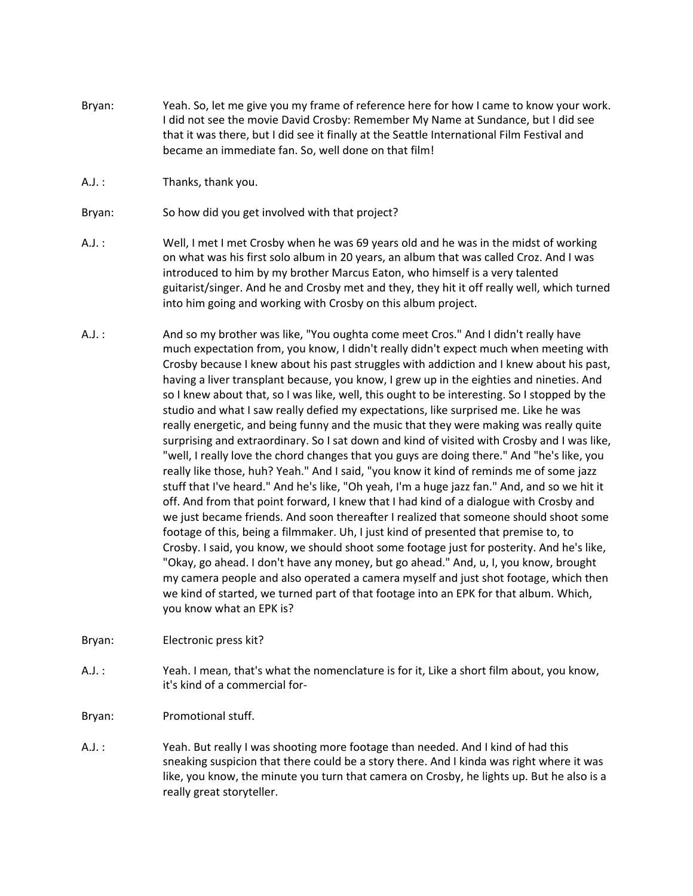Bryan: Yeah. So, let me give you my frame of reference here for how I came to know your work. I did not see the movie David Crosby: Remember My Name at Sundance, but I did see that it was there, but I did see it finally at the Seattle International Film Festival and became an immediate fan. So, well done on that film!

A.J. : Thanks, thank you.

Bryan: So how did you get involved with that project?

A.J. : Well, I met I met Crosby when he was 69 years old and he was in the midst of working on what was his first solo album in 20 years, an album that was called Croz. And I was introduced to him by my brother Marcus Eaton, who himself is a very talented guitarist/singer. And he and Crosby met and they, they hit it off really well, which turned into him going and working with Crosby on this album project.

A.J. : And so my brother was like, "You oughta come meet Cros." And I didn't really have much expectation from, you know, I didn't really didn't expect much when meeting with Crosby because I knew about his past struggles with addiction and I knew about his past, having a liver transplant because, you know, I grew up in the eighties and nineties. And so I knew about that, so I was like, well, this ought to be interesting. So I stopped by the studio and what I saw really defied my expectations, like surprised me. Like he was really energetic, and being funny and the music that they were making was really quite surprising and extraordinary. So I sat down and kind of visited with Crosby and I was like, "well, I really love the chord changes that you guys are doing there." And "he's like, you really like those, huh? Yeah." And I said, "you know it kind of reminds me of some jazz stuff that I've heard." And he's like, "Oh yeah, I'm a huge jazz fan." And, and so we hit it off. And from that point forward, I knew that I had kind of a dialogue with Crosby and we just became friends. And soon thereafter I realized that someone should shoot some footage of this, being a filmmaker. Uh, I just kind of presented that premise to, to Crosby. I said, you know, we should shoot some footage just for posterity. And he's like, "Okay, go ahead. I don't have any money, but go ahead." And, u, I, you know, brought my camera people and also operated a camera myself and just shot footage, which then we kind of started, we turned part of that footage into an EPK for that album. Which, you know what an EPK is?

Bryan: Electronic press kit?

A.J. : Yeah. I mean, that's what the nomenclature is for it, Like a short film about, you know, it's kind of a commercial for-

Bryan: Promotional stuff.

A.J. : Yeah. But really I was shooting more footage than needed. And I kind of had this sneaking suspicion that there could be a story there. And I kinda was right where it was like, you know, the minute you turn that camera on Crosby, he lights up. But he also is a really great storyteller.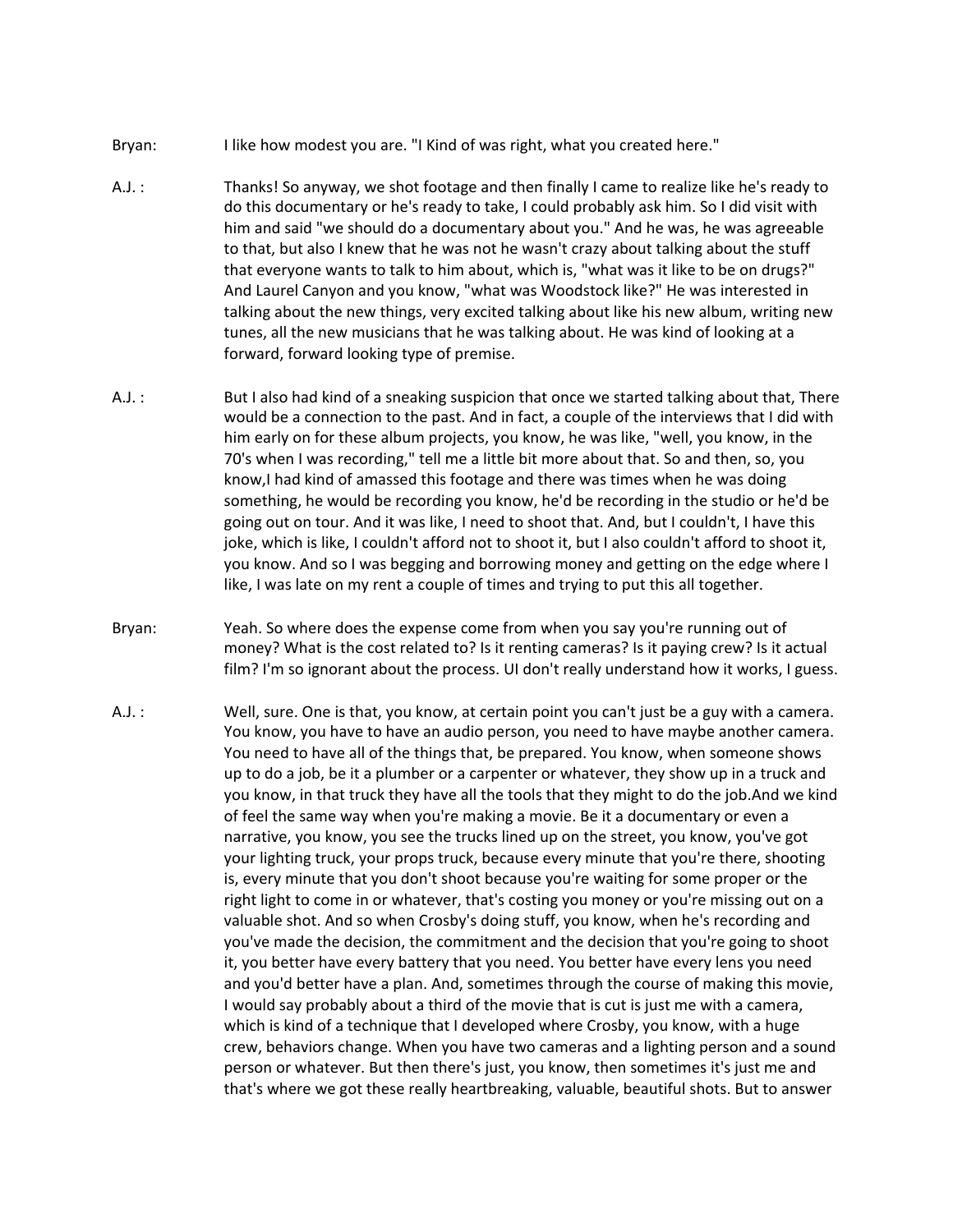Bryan: I like how modest you are. "I Kind of was right, what you created here."

A.J. : Thanks! So anyway, we shot footage and then finally I came to realize like he's ready to do this documentary or he's ready to take, I could probably ask him. So I did visit with him and said "we should do a documentary about you." And he was, he was agreeable to that, but also I knew that he was not he wasn't crazy about talking about the stuff that everyone wants to talk to him about, which is, "what was it like to be on drugs?" And Laurel Canyon and you know, "what was Woodstock like?" He was interested in talking about the new things, very excited talking about like his new album, writing new tunes, all the new musicians that he was talking about. He was kind of looking at a forward, forward looking type of premise.

A.J. : But I also had kind of a sneaking suspicion that once we started talking about that, There would be a connection to the past. And in fact, a couple of the interviews that I did with him early on for these album projects, you know, he was like, "well, you know, in the 70's when I was recording," tell me a little bit more about that. So and then, so, you know,I had kind of amassed this footage and there was times when he was doing something, he would be recording you know, he'd be recording in the studio or he'd be going out on tour. And it was like, I need to shoot that. And, but I couldn't, I have this joke, which is like, I couldn't afford not to shoot it, but I also couldn't afford to shoot it, you know. And so I was begging and borrowing money and getting on the edge where I like, I was late on my rent a couple of times and trying to put this all together.

Bryan: Yeah. So where does the expense come from when you say you're running out of money? What is the cost related to? Is it renting cameras? Is it paying crew? Is it actual film? I'm so ignorant about the process. UI don't really understand how it works, I guess.

A.J. : Well, sure. One is that, you know, at certain point you can't just be a guy with a camera. You know, you have to have an audio person, you need to have maybe another camera. You need to have all of the things that, be prepared. You know, when someone shows up to do a job, be it a plumber or a carpenter or whatever, they show up in a truck and you know, in that truck they have all the tools that they might to do the job.And we kind of feel the same way when you're making a movie. Be it a documentary or even a narrative, you know, you see the trucks lined up on the street, you know, you've got your lighting truck, your props truck, because every minute that you're there, shooting is, every minute that you don't shoot because you're waiting for some proper or the right light to come in or whatever, that's costing you money or you're missing out on a valuable shot. And so when Crosby's doing stuff, you know, when he's recording and you've made the decision, the commitment and the decision that you're going to shoot it, you better have every battery that you need. You better have every lens you need and you'd better have a plan. And, sometimes through the course of making this movie, I would say probably about a third of the movie that is cut is just me with a camera, which is kind of a technique that I developed where Crosby, you know, with a huge crew, behaviors change. When you have two cameras and a lighting person and a sound person or whatever. But then there's just, you know, then sometimes it's just me and that's where we got these really heartbreaking, valuable, beautiful shots. But to answer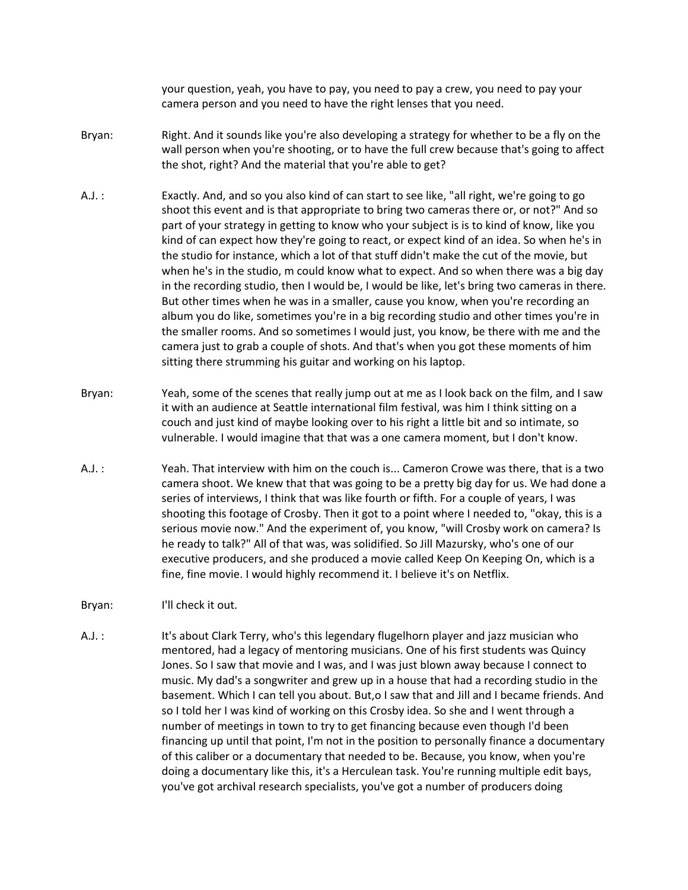your question, yeah, you have to pay, you need to pay a crew, you need to pay your camera person and you need to have the right lenses that you need.

Bryan: Right. And it sounds like you're also developing a strategy for whether to be a fly on the wall person when you're shooting, or to have the full crew because that's going to affect the shot, right? And the material that you're able to get?

A.J. : Exactly. And, and so you also kind of can start to see like, "all right, we're going to go shoot this event and is that appropriate to bring two cameras there or, or not?" And so part of your strategy in getting to know who your subject is is to kind of know, like you kind of can expect how they're going to react, or expect kind of an idea. So when he's in the studio for instance, which a lot of that stuff didn't make the cut of the movie, but when he's in the studio, m could know what to expect. And so when there was a big day in the recording studio, then I would be, I would be like, let's bring two cameras in there. But other times when he was in a smaller, cause you know, when you're recording an album you do like, sometimes you're in a big recording studio and other times you're in the smaller rooms. And so sometimes I would just, you know, be there with me and the camera just to grab a couple of shots. And that's when you got these moments of him sitting there strumming his guitar and working on his laptop.

Bryan: Yeah, some of the scenes that really jump out at me as I look back on the film, and I saw it with an audience at Seattle international film festival, was him I think sitting on a couch and just kind of maybe looking over to his right a little bit and so intimate, so vulnerable. I would imagine that that was a one camera moment, but I don't know.

A.J. : Yeah. That interview with him on the couch is... Cameron Crowe was there, that is a two camera shoot. We knew that that was going to be a pretty big day for us. We had done a series of interviews, I think that was like fourth or fifth. For a couple of years, I was shooting this footage of Crosby. Then it got to a point where I needed to, "okay, this is a serious movie now." And the experiment of, you know, "will Crosby work on camera? Is he ready to talk?" All of that was, was solidified. So Jill Mazursky, who's one of our executive producers, and she produced a movie called Keep On Keeping On, which is a fine, fine movie. I would highly recommend it. I believe it's on Netflix.

Bryan: I'll check it out.

A.J. : It's about Clark Terry, who's this legendary flugelhorn player and jazz musician who mentored, had a legacy of mentoring musicians. One of his first students was Quincy Jones. So I saw that movie and I was, and I was just blown away because I connect to music. My dad's a songwriter and grew up in a house that had a recording studio in the basement. Which I can tell you about. But,o I saw that and Jill and I became friends. And so I told her I was kind of working on this Crosby idea. So she and I went through a number of meetings in town to try to get financing because even though I'd been financing up until that point, I'm not in the position to personally finance a documentary of this caliber or a documentary that needed to be. Because, you know, when you're doing a documentary like this, it's a Herculean task. You're running multiple edit bays, you've got archival research specialists, you've got a number of producers doing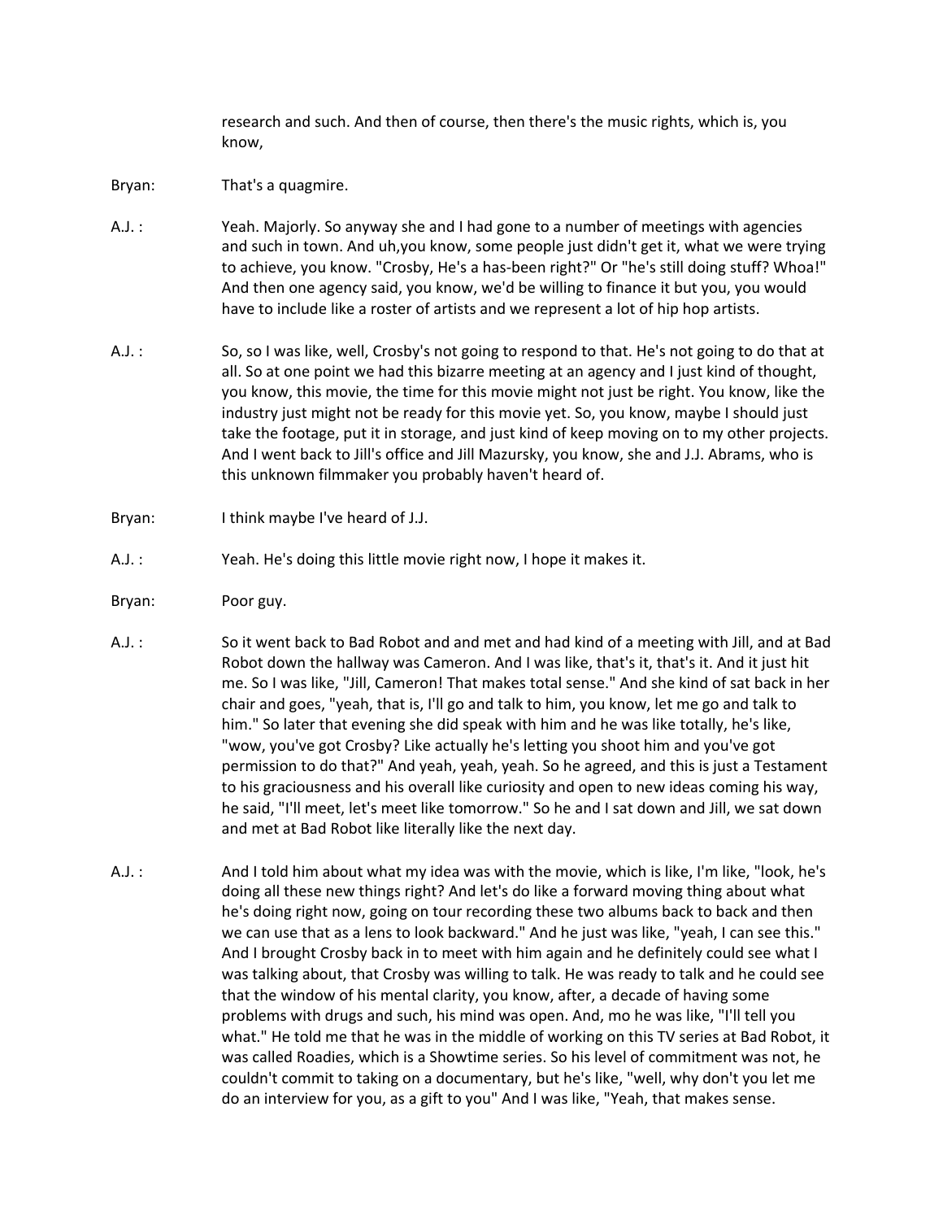research and such. And then of course, then there's the music rights, which is, you know,

Bryan: That's a quagmire.

A.J. : Yeah. Majorly. So anyway she and I had gone to a number of meetings with agencies and such in town. And uh,you know, some people just didn't get it, what we were trying to achieve, you know. "Crosby, He's a has-been right?" Or "he's still doing stuff? Whoa!" And then one agency said, you know, we'd be willing to finance it but you, you would have to include like a roster of artists and we represent a lot of hip hop artists.

A.J. : So, so I was like, well, Crosby's not going to respond to that. He's not going to do that at all. So at one point we had this bizarre meeting at an agency and I just kind of thought, you know, this movie, the time for this movie might not just be right. You know, like the industry just might not be ready for this movie yet. So, you know, maybe I should just take the footage, put it in storage, and just kind of keep moving on to my other projects. And I went back to Jill's office and Jill Mazursky, you know, she and J.J. Abrams, who is this unknown filmmaker you probably haven't heard of.

Bryan: I think maybe I've heard of J.J.

A.J. : Yeah. He's doing this little movie right now, I hope it makes it.

Bryan: Poor guy.

A.J. : So it went back to Bad Robot and and met and had kind of a meeting with Jill, and at Bad Robot down the hallway was Cameron. And I was like, that's it, that's it. And it just hit me. So I was like, "Jill, Cameron! That makes total sense." And she kind of sat back in her chair and goes, "yeah, that is, I'll go and talk to him, you know, let me go and talk to him." So later that evening she did speak with him and he was like totally, he's like, "wow, you've got Crosby? Like actually he's letting you shoot him and you've got permission to do that?" And yeah, yeah, yeah. So he agreed, and this is just a Testament to his graciousness and his overall like curiosity and open to new ideas coming his way, he said, "I'll meet, let's meet like tomorrow." So he and I sat down and Jill, we sat down and met at Bad Robot like literally like the next day.

A.J. : And I told him about what my idea was with the movie, which is like, I'm like, "look, he's doing all these new things right? And let's do like a forward moving thing about what he's doing right now, going on tour recording these two albums back to back and then we can use that as a lens to look backward." And he just was like, "yeah, I can see this." And I brought Crosby back in to meet with him again and he definitely could see what I was talking about, that Crosby was willing to talk. He was ready to talk and he could see that the window of his mental clarity, you know, after, a decade of having some problems with drugs and such, his mind was open. And, mo he was like, "I'll tell you what." He told me that he was in the middle of working on this TV series at Bad Robot, it was called Roadies, which is a Showtime series. So his level of commitment was not, he couldn't commit to taking on a documentary, but he's like, "well, why don't you let me do an interview for you, as a gift to you" And I was like, "Yeah, that makes sense.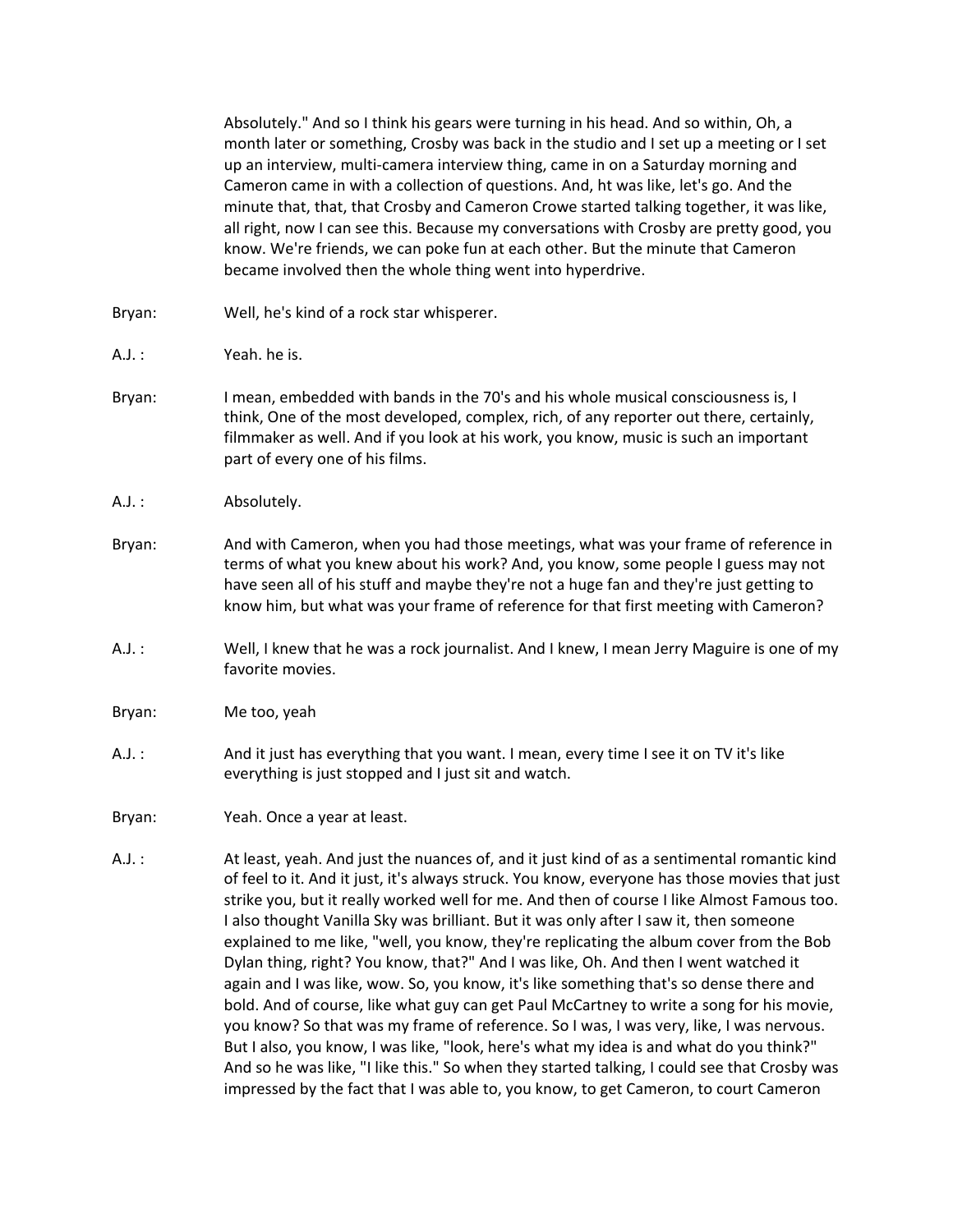Absolutely." And so I think his gears were turning in his head. And so within, Oh, a month later or something, Crosby was back in the studio and I set up a meeting or I set up an interview, multi-camera interview thing, came in on a Saturday morning and Cameron came in with a collection of questions. And, ht was like, let's go. And the minute that, that, that Crosby and Cameron Crowe started talking together, it was like, all right, now I can see this. Because my conversations with Crosby are pretty good, you know. We're friends, we can poke fun at each other. But the minute that Cameron became involved then the whole thing went into hyperdrive.

Bryan: Well, he's kind of a rock star whisperer.

A.J. : Yeah. he is.

Bryan: I mean, embedded with bands in the 70's and his whole musical consciousness is, I think, One of the most developed, complex, rich, of any reporter out there, certainly, filmmaker as well. And if you look at his work, you know, music is such an important part of every one of his films.

A.J. : Absolutely.

Bryan: And with Cameron, when you had those meetings, what was your frame of reference in terms of what you knew about his work? And, you know, some people I guess may not have seen all of his stuff and maybe they're not a huge fan and they're just getting to know him, but what was your frame of reference for that first meeting with Cameron?

A.J. : Well, I knew that he was a rock journalist. And I knew, I mean Jerry Maguire is one of my favorite movies.

Bryan: Me too, yeah

A.J. : And it just has everything that you want. I mean, every time I see it on TV it's like everything is just stopped and I just sit and watch.

Bryan: Yeah. Once a year at least.

A.J. : At least, yeah. And just the nuances of, and it just kind of as a sentimental romantic kind of feel to it. And it just, it's always struck. You know, everyone has those movies that just strike you, but it really worked well for me. And then of course I like Almost Famous too. I also thought Vanilla Sky was brilliant. But it was only after I saw it, then someone explained to me like, "well, you know, they're replicating the album cover from the Bob Dylan thing, right? You know, that?" And I was like, Oh. And then I went watched it again and I was like, wow. So, you know, it's like something that's so dense there and bold. And of course, like what guy can get Paul McCartney to write a song for his movie, you know? So that was my frame of reference. So I was, I was very, like, I was nervous. But I also, you know, I was like, "look, here's what my idea is and what do you think?" And so he was like, "I like this." So when they started talking, I could see that Crosby was impressed by the fact that I was able to, you know, to get Cameron, to court Cameron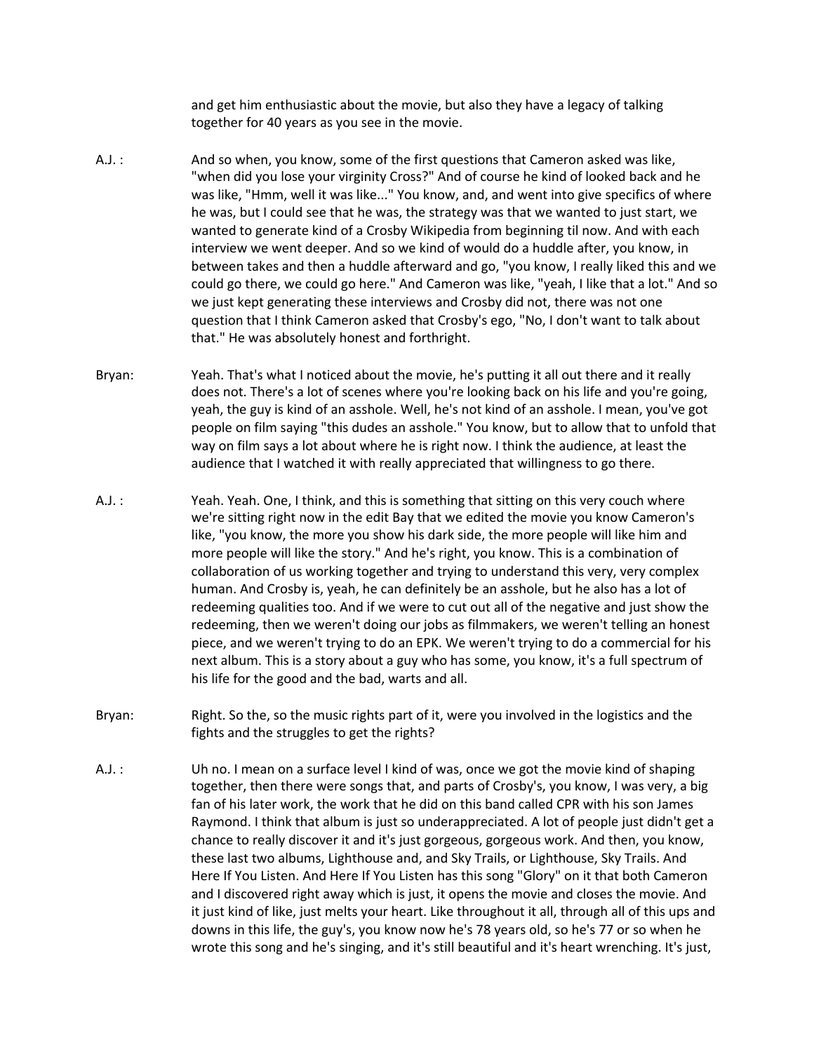and get him enthusiastic about the movie, but also they have a legacy of talking together for 40 years as you see in the movie.

**A.J. :** And so when, you know, some of the first questions that Cameron asked was like, "when did you lose your virginity Cross?" And of course he kind of looked back and he was like, "Hmm, well it was like..." You know, and, and went into give specifics of where he was, but I could see that he was, the strategy was that we wanted to just start, we wanted to generate kind of a Crosby Wikipedia from beginning til now. And with each interview we went deeper. And so we kind of would do a huddle after, you know, in between takes and then a huddle afterward and go, "you know, I really liked this and we could go there, we could go here." And Cameron was like, "yeah, I like that a lot." And so we just kept generating these interviews and Crosby did not, there was not one question that I think Cameron asked that Crosby's ego, "No, I don't want to talk about that." He was absolutely honest and forthright.

**Bryan:** Yeah. That's what I noticed about the movie, he's putting it all out there and it really does not. There's a lot of scenes where you're looking back on his life and you're going, yeah, the guy is kind of an asshole. Well, he's not kind of an asshole. I mean, you've got people on film saying "this dudes an asshole." You know, but to allow that to unfold that way on film says a lot about where he is right now. I think the audience, at least the audience that I watched it with really appreciated that willingness to go there.

**A.J. :** Yeah. Yeah. One, I think, and this is something that sitting on this very couch where we're sitting right now in the edit Bay that we edited the movie you know Cameron's like, "you know, the more you show his dark side, the more people will like him and more people will like the story." And he's right, you know. This is a combination of collaboration of us working together and trying to understand this very, very complex human. And Crosby is, yeah, he can definitely be an asshole, but he also has a lot of redeeming qualities too. And if we were to cut out all of the negative and just show the redeeming, then we weren't doing our jobs as filmmakers, we weren't telling an honest piece, and we weren't trying to do an EPK. We weren't trying to do a commercial for his next album. This is a story about a guy who has some, you know, it's a full spectrum of his life for the good and the bad, warts and all.

**Bryan:** Right. So the, so the music rights part of it, were you involved in the logistics and the fights and the struggles to get the rights?

**A.J. :** Uh no. I mean on a surface level I kind of was, once we got the movie kind of shaping together, then there were songs that, and parts of Crosby's, you know, I was very, a big fan of his later work, the work that he did on this band called CPR with his son James Raymond. I think that album is just so underappreciated. A lot of people just didn't get a chance to really discover it and it's just gorgeous, gorgeous work. And then, you know, these last two albums, Lighthouse and, and Sky Trails, or Lighthouse, Sky Trails. And Here If You Listen. And Here If You Listen has this song "Glory" on it that both Cameron and I discovered right away which is just, it opens the movie and closes the movie. And it just kind of like, just melts your heart. Like throughout it all, through all of this ups and downs in this life, the guy's, you know now he's 78 years old, so he's 77 or so when he wrote this song and he's singing, and it's still beautiful and it's heart wrenching. It's just,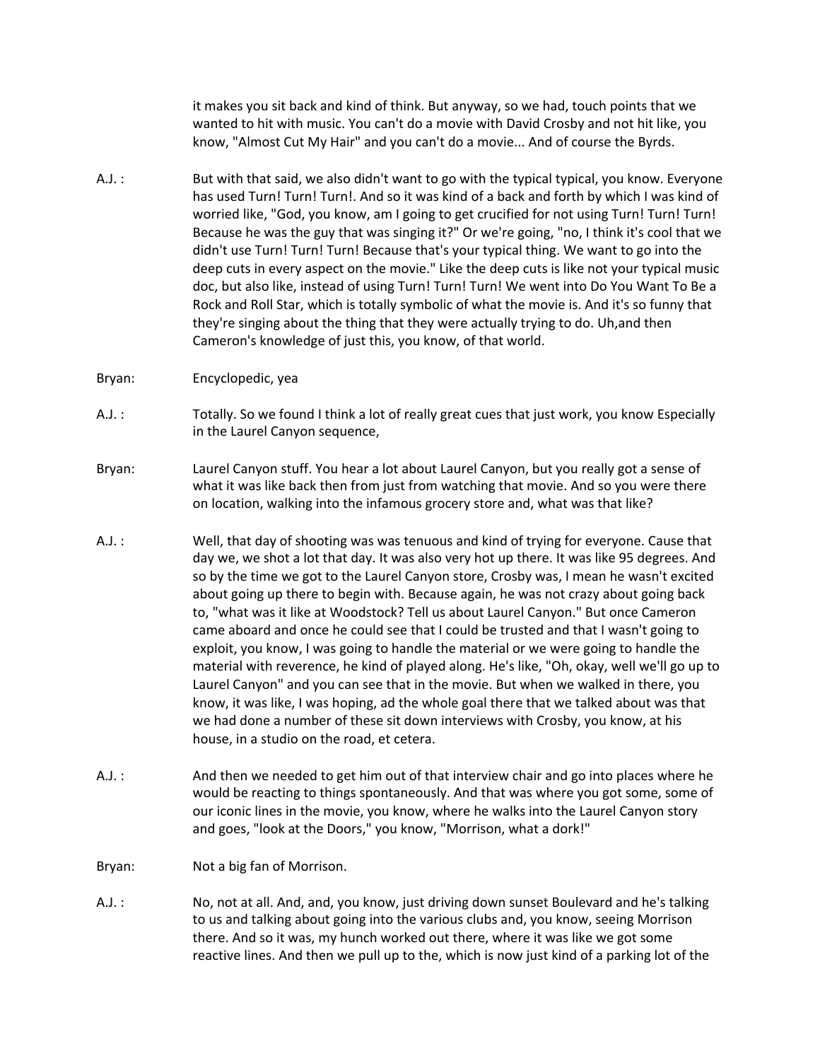it makes you sit back and kind of think. But anyway, so we had, touch points that we wanted to hit with music. You can't do a movie with David Crosby and not hit like, you know, "Almost Cut My Hair" and you can't do a movie... And of course the Byrds.

A.J. : But with that said, we also didn't want to go with the typical typical, you know. Everyone has used Turn! Turn! Turn!. And so it was kind of a back and forth by which I was kind of worried like, "God, you know, am I going to get crucified for not using Turn! Turn! Turn! Because he was the guy that was singing it?" Or we're going, "no, I think it's cool that we didn't use Turn! Turn! Turn! Because that's your typical thing. We want to go into the deep cuts in every aspect on the movie." Like the deep cuts is like not your typical music doc, but also like, instead of using Turn! Turn! Turn! We went into Do You Want To Be a Rock and Roll Star, which is totally symbolic of what the movie is. And it's so funny that they're singing about the thing that they were actually trying to do. Uh,and then Cameron's knowledge of just this, you know, of that world.

Bryan: Encyclopedic, yea

A.J. : Totally. So we found I think a lot of really great cues that just work, you know Especially in the Laurel Canyon sequence,

Bryan: Laurel Canyon stuff. You hear a lot about Laurel Canyon, but you really got a sense of what it was like back then from just from watching that movie. And so you were there on location, walking into the infamous grocery store and, what was that like?

A.J. : Well, that day of shooting was was tenuous and kind of trying for everyone. Cause that day we, we shot a lot that day. It was also very hot up there. It was like 95 degrees. And so by the time we got to the Laurel Canyon store, Crosby was, I mean he wasn't excited about going up there to begin with. Because again, he was not crazy about going back to, "what was it like at Woodstock? Tell us about Laurel Canyon." But once Cameron came aboard and once he could see that I could be trusted and that I wasn't going to exploit, you know, I was going to handle the material or we were going to handle the material with reverence, he kind of played along. He's like, "Oh, okay, well we'll go up to Laurel Canyon" and you can see that in the movie. But when we walked in there, you know, it was like, I was hoping, ad the whole goal there that we talked about was that we had done a number of these sit down interviews with Crosby, you know, at his house, in a studio on the road, et cetera.

A.J. : And then we needed to get him out of that interview chair and go into places where he would be reacting to things spontaneously. And that was where you got some, some of our iconic lines in the movie, you know, where he walks into the Laurel Canyon story and goes, "look at the Doors," you know, "Morrison, what a dork!"

Bryan: Not a big fan of Morrison.

A.J. : No, not at all. And, and, you know, just driving down sunset Boulevard and he's talking to us and talking about going into the various clubs and, you know, seeing Morrison there. And so it was, my hunch worked out there, where it was like we got some reactive lines. And then we pull up to the, which is now just kind of a parking lot of the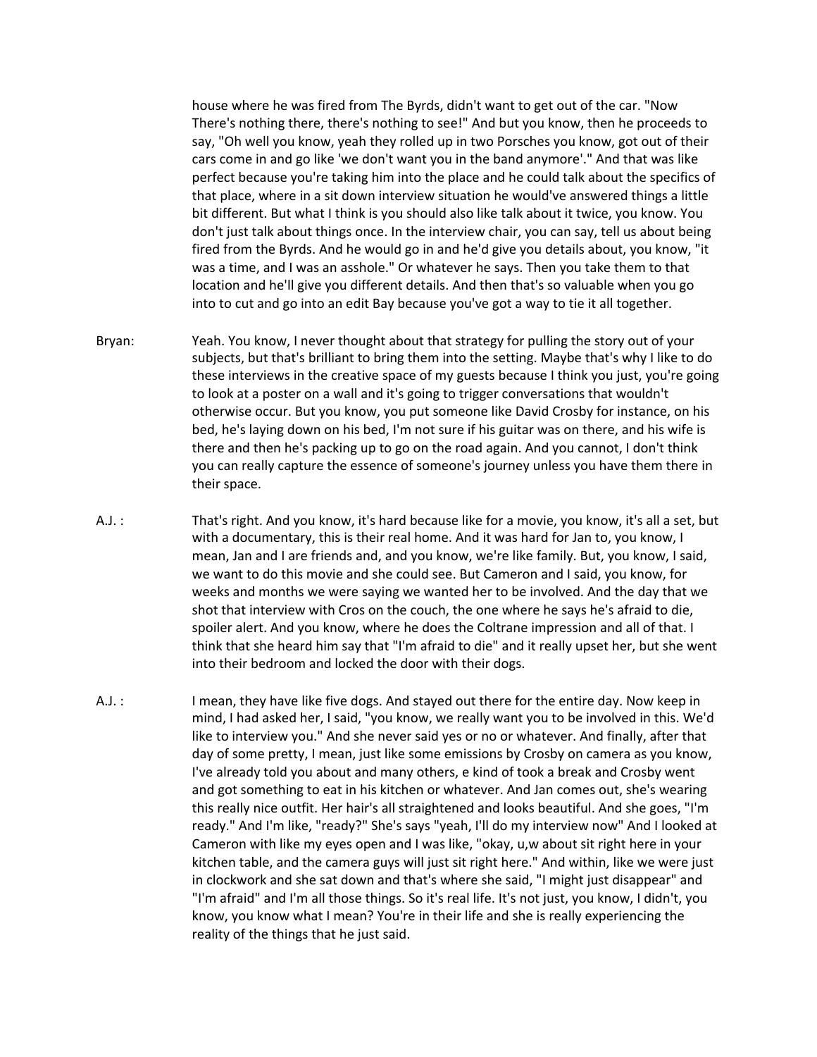house where he was fired from The Byrds, didn't want to get out of the car. "Now There's nothing there, there's nothing to see!" And but you know, then he proceeds to say, "Oh well you know, yeah they rolled up in two Porsches you know, got out of their cars come in and go like 'we don't want you in the band anymore'." And that was like perfect because you're taking him into the place and he could talk about the specifics of that place, where in a sit down interview situation he would've answered things a little bit different. But what I think is you should also like talk about it twice, you know. You don't just talk about things once. In the interview chair, you can say, tell us about being fired from the Byrds. And he would go in and he'd give you details about, you know, "it was a time, and I was an asshole." Or whatever he says. Then you take them to that location and he'll give you different details. And then that's so valuable when you go into to cut and go into an edit Bay because you've got a way to tie it all together.

Bryan: Yeah. You know, I never thought about that strategy for pulling the story out of your subjects, but that's brilliant to bring them into the setting. Maybe that's why I like to do these interviews in the creative space of my guests because I think you just, you're going to look at a poster on a wall and it's going to trigger conversations that wouldn't otherwise occur. But you know, you put someone like David Crosby for instance, on his bed, he's laying down on his bed, I'm not sure if his guitar was on there, and his wife is there and then he's packing up to go on the road again. And you cannot, I don't think you can really capture the essence of someone's journey unless you have them there in their space.

A.J. : That's right. And you know, it's hard because like for a movie, you know, it's all a set, but with a documentary, this is their real home. And it was hard for Jan to, you know, I mean, Jan and I are friends and, and you know, we're like family. But, you know, I said, we want to do this movie and she could see. But Cameron and I said, you know, for weeks and months we were saying we wanted her to be involved. And the day that we shot that interview with Cros on the couch, the one where he says he's afraid to die, spoiler alert. And you know, where he does the Coltrane impression and all of that. I think that she heard him say that "I'm afraid to die" and it really upset her, but she went into their bedroom and locked the door with their dogs.

A.J. : I mean, they have like five dogs. And stayed out there for the entire day. Now keep in mind, I had asked her, I said, "you know, we really want you to be involved in this. We'd like to interview you." And she never said yes or no or whatever. And finally, after that day of some pretty, I mean, just like some emissions by Crosby on camera as you know, I've already told you about and many others, e kind of took a break and Crosby went and got something to eat in his kitchen or whatever. And Jan comes out, she's wearing this really nice outfit. Her hair's all straightened and looks beautiful. And she goes, "I'm ready." And I'm like, "ready?" She's says "yeah, I'll do my interview now" And I looked at Cameron with like my eyes open and I was like, "okay, u,w about sit right here in your kitchen table, and the camera guys will just sit right here." And within, like we were just in clockwork and she sat down and that's where she said, "I might just disappear" and "I'm afraid" and I'm all those things. So it's real life. It's not just, you know, I didn't, you know, you know what I mean? You're in their life and she is really experiencing the reality of the things that he just said.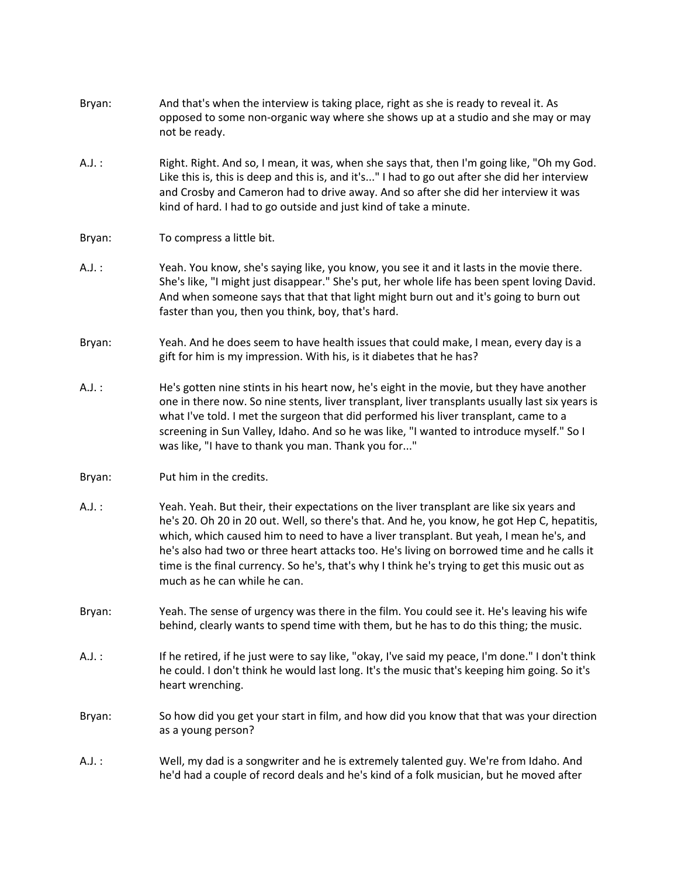Bryan: And that's when the interview is taking place, right as she is ready to reveal it. As opposed to some non-organic way where she shows up at a studio and she may or may not be ready.

A.J. : Right. Right. And so, I mean, it was, when she says that, then I'm going like, "Oh my God. Like this is, this is deep and this is, and it's..." I had to go out after she did her interview and Crosby and Cameron had to drive away. And so after she did her interview it was kind of hard. I had to go outside and just kind of take a minute.

Bryan: To compress a little bit.

A.J. : Yeah. You know, she's saying like, you know, you see it and it lasts in the movie there. She's like, "I might just disappear." She's put, her whole life has been spent loving David. And when someone says that that that light might burn out and it's going to burn out faster than you, then you think, boy, that's hard.

Bryan: Yeah. And he does seem to have health issues that could make, I mean, every day is a gift for him is my impression. With his, is it diabetes that he has?

A.J. : He's gotten nine stints in his heart now, he's eight in the movie, but they have another one in there now. So nine stents, liver transplant, liver transplants usually last six years is what I've told. I met the surgeon that did performed his liver transplant, came to a screening in Sun Valley, Idaho. And so he was like, "I wanted to introduce myself." So I was like, "I have to thank you man. Thank you for..."

Bryan: Put him in the credits.

A.J. : Yeah. Yeah. But their, their expectations on the liver transplant are like six years and he's 20. Oh 20 in 20 out. Well, so there's that. And he, you know, he got Hep C, hepatitis, which, which caused him to need to have a liver transplant. But yeah, I mean he's, and he's also had two or three heart attacks too. He's living on borrowed time and he calls it time is the final currency. So he's, that's why I think he's trying to get this music out as much as he can while he can.

Bryan: Yeah. The sense of urgency was there in the film. You could see it. He's leaving his wife behind, clearly wants to spend time with them, but he has to do this thing; the music.

A.J. : If he retired, if he just were to say like, "okay, I've said my peace, I'm done." I don't think he could. I don't think he would last long. It's the music that's keeping him going. So it's heart wrenching.

Bryan: So how did you get your start in film, and how did you know that that was your direction as a young person?

A.J. : Well, my dad is a songwriter and he is extremely talented guy. We're from Idaho. And he'd had a couple of record deals and he's kind of a folk musician, but he moved after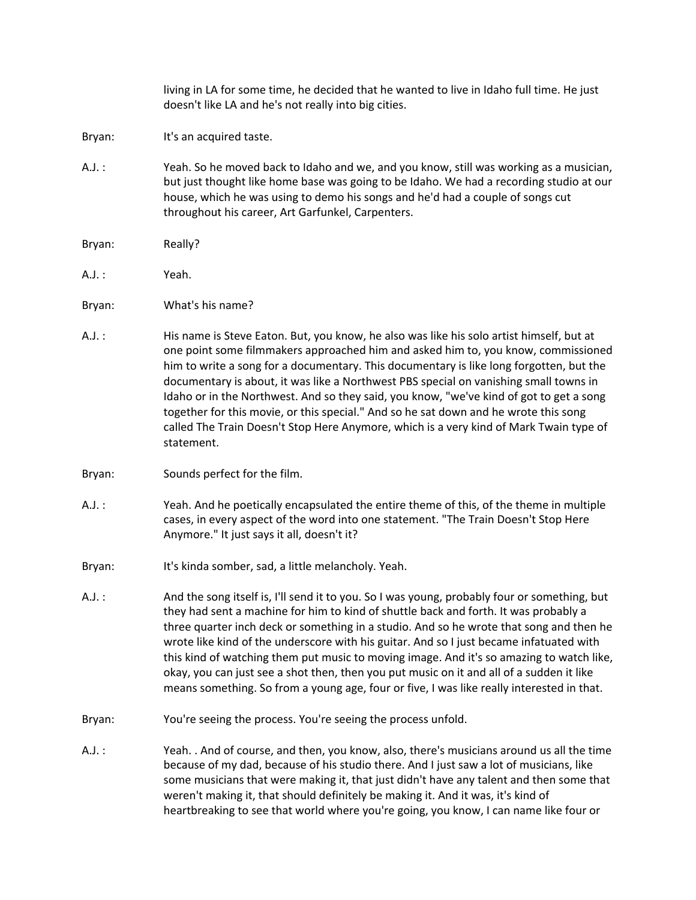living in LA for some time, he decided that he wanted to live in Idaho full time. He just doesn't like LA and he's not really into big cities.

Bryan: It's an acquired taste.

A.J. : Yeah. So he moved back to Idaho and we, and you know, still was working as a musician, but just thought like home base was going to be Idaho. We had a recording studio at our house, which he was using to demo his songs and he'd had a couple of songs cut throughout his career, Art Garfunkel, Carpenters.

Bryan: Really?

A.J. : Yeah.

Bryan: What's his name?

A.J. : His name is Steve Eaton. But, you know, he also was like his solo artist himself, but at one point some filmmakers approached him and asked him to, you know, commissioned him to write a song for a documentary. This documentary is like long forgotten, but the documentary is about, it was like a Northwest PBS special on vanishing small towns in Idaho or in the Northwest. And so they said, you know, "we've kind of got to get a song together for this movie, or this special." And so he sat down and he wrote this song called The Train Doesn't Stop Here Anymore, which is a very kind of Mark Twain type of statement.

Bryan: Sounds perfect for the film.

A.J. : Yeah. And he poetically encapsulated the entire theme of this, of the theme in multiple cases, in every aspect of the word into one statement. "The Train Doesn't Stop Here Anymore." It just says it all, doesn't it?

Bryan: It's kinda somber, sad, a little melancholy. Yeah.

A.J. : And the song itself is, I'll send it to you. So I was young, probably four or something, but they had sent a machine for him to kind of shuttle back and forth. It was probably a three quarter inch deck or something in a studio. And so he wrote that song and then he wrote like kind of the underscore with his guitar. And so I just became infatuated with this kind of watching them put music to moving image. And it's so amazing to watch like, okay, you can just see a shot then, then you put music on it and all of a sudden it like means something. So from a young age, four or five, I was like really interested in that.

Bryan: You're seeing the process. You're seeing the process unfold.

A.J. : Yeah. . And of course, and then, you know, also, there's musicians around us all the time because of my dad, because of his studio there. And I just saw a lot of musicians, like some musicians that were making it, that just didn't have any talent and then some that weren't making it, that should definitely be making it. And it was, it's kind of heartbreaking to see that world where you're going, you know, I can name like four or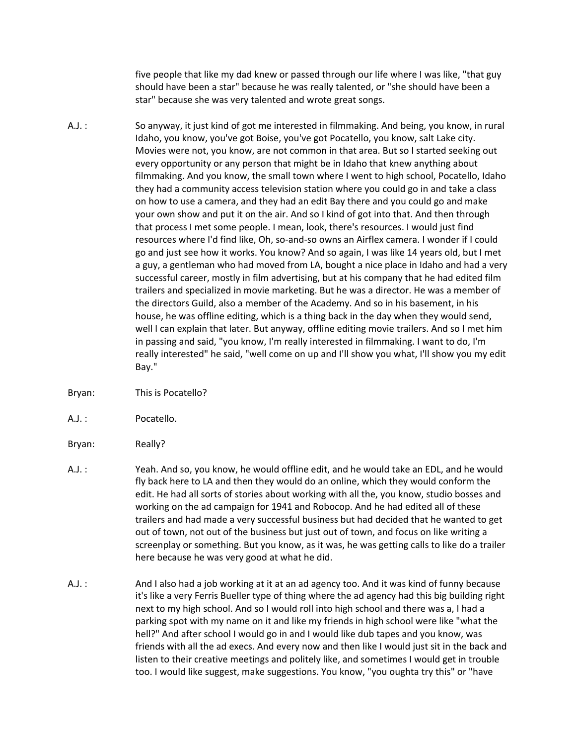five people that like my dad knew or passed through our life where I was like, "that guy should have been a star" because he was really talented, or "she should have been a star" because she was very talented and wrote great songs.

A.J. : So anyway, it just kind of got me interested in filmmaking. And being, you know, in rural Idaho, you know, you've got Boise, you've got Pocatello, you know, salt Lake city. Movies were not, you know, are not common in that area. But so I started seeking out every opportunity or any person that might be in Idaho that knew anything about filmmaking. And you know, the small town where I went to high school, Pocatello, Idaho they had a community access television station where you could go in and take a class on how to use a camera, and they had an edit Bay there and you could go and make your own show and put it on the air. And so I kind of got into that. And then through that process I met some people. I mean, look, there's resources. I would just find resources where I'd find like, Oh, so-and-so owns an Airflex camera. I wonder if I could go and just see how it works. You know? And so again, I was like 14 years old, but I met a guy, a gentleman who had moved from LA, bought a nice place in Idaho and had a very successful career, mostly in film advertising, but at his company that he had edited film trailers and specialized in movie marketing. But he was a director. He was a member of the directors Guild, also a member of the Academy. And so in his basement, in his house, he was offline editing, which is a thing back in the day when they would send, well I can explain that later. But anyway, offline editing movie trailers. And so I met him in passing and said, "you know, I'm really interested in filmmaking. I want to do, I'm really interested" he said, "well come on up and I'll show you what, I'll show you my edit Bay."

Bryan: This is Pocatello?

A.J. : Pocatello.

Bryan: Really?

A.J. : Yeah. And so, you know, he would offline edit, and he would take an EDL, and he would fly back here to LA and then they would do an online, which they would conform the edit. He had all sorts of stories about working with all the, you know, studio bosses and working on the ad campaign for 1941 and Robocop. And he had edited all of these trailers and had made a very successful business but had decided that he wanted to get out of town, not out of the business but just out of town, and focus on like writing a screenplay or something. But you know, as it was, he was getting calls to like do a trailer here because he was very good at what he did.

A.J. : And I also had a job working at it at an ad agency too. And it was kind of funny because it's like a very Ferris Bueller type of thing where the ad agency had this big building right next to my high school. And so I would roll into high school and there was a, I had a parking spot with my name on it and like my friends in high school were like "what the hell?" And after school I would go in and I would like dub tapes and you know, was friends with all the ad execs. And every now and then like I would just sit in the back and listen to their creative meetings and politely like, and sometimes I would get in trouble too. I would like suggest, make suggestions. You know, "you oughta try this" or "have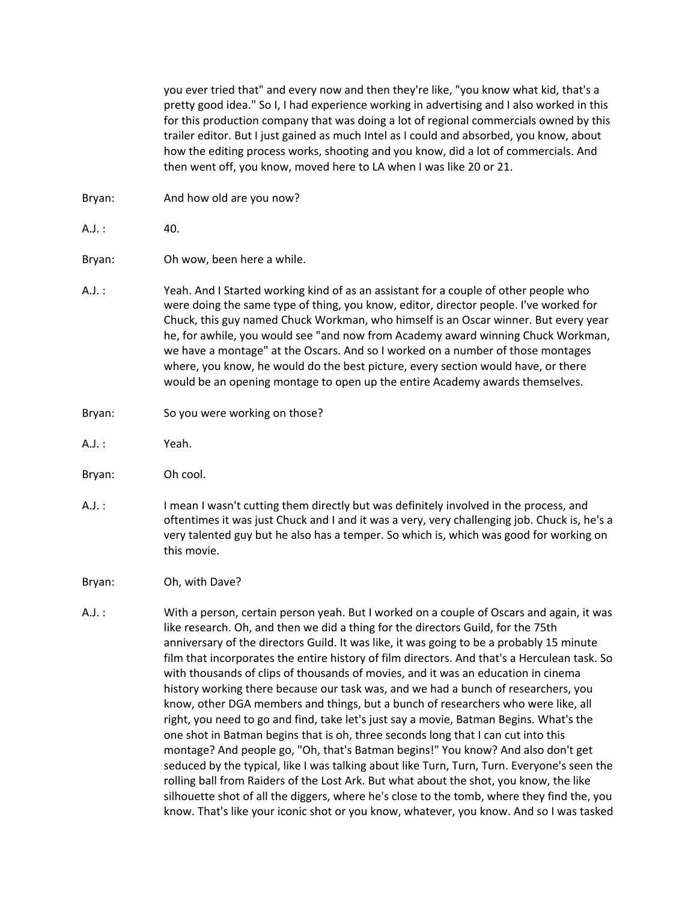you ever tried that" and every now and then they're like, "you know what kid, that's a pretty good idea." So I, I had experience working in advertising and I also worked in this for this production company that was doing a lot of regional commercials owned by this trailer editor. But I just gained as much Intel as I could and absorbed, you know, about how the editing process works, shooting and you know, did a lot of commercials. And then went off, you know, moved here to LA when I was like 20 or 21.

Bryan: And how old are you now?

A.J. : 40.

Bryan: Oh wow, been here a while.

A.J. : Yeah. And I Started working kind of as an assistant for a couple of other people who were doing the same type of thing, you know, editor, director people. I've worked for Chuck, this guy named Chuck Workman, who himself is an Oscar winner. But every year he, for awhile, you would see "and now from Academy award winning Chuck Workman, we have a montage" at the Oscars. And so I worked on a number of those montages where, you know, he would do the best picture, every section would have, or there would be an opening montage to open up the entire Academy awards themselves.

Bryan: So you were working on those?

A.J. : Yeah.

Bryan: Oh cool.

A.J. : I mean I wasn't cutting them directly but was definitely involved in the process, and oftentimes it was just Chuck and I and it was a very, very challenging job. Chuck is, he's a very talented guy but he also has a temper. So which is, which was good for working on this movie.

Bryan: Oh, with Dave?

A.J. : With a person, certain person yeah. But I worked on a couple of Oscars and again, it was like research. Oh, and then we did a thing for the directors Guild, for the 75th anniversary of the directors Guild. It was like, it was going to be a probably 15 minute film that incorporates the entire history of film directors. And that's a Herculean task. So with thousands of clips of thousands of movies, and it was an education in cinema history working there because our task was, and we had a bunch of researchers, you know, other DGA members and things, but a bunch of researchers who were like, all right, you need to go and find, take let's just say a movie, Batman Begins. What's the one shot in Batman begins that is oh, three seconds long that I can cut into this montage? And people go, "Oh, that's Batman begins!" You know? And also don't get seduced by the typical, like I was talking about like Turn, Turn, Turn. Everyone's seen the rolling ball from Raiders of the Lost Ark. But what about the shot, you know, the like silhouette shot of all the diggers, where he's close to the tomb, where they find the, you know. That's like your iconic shot or you know, whatever, you know. And so I was tasked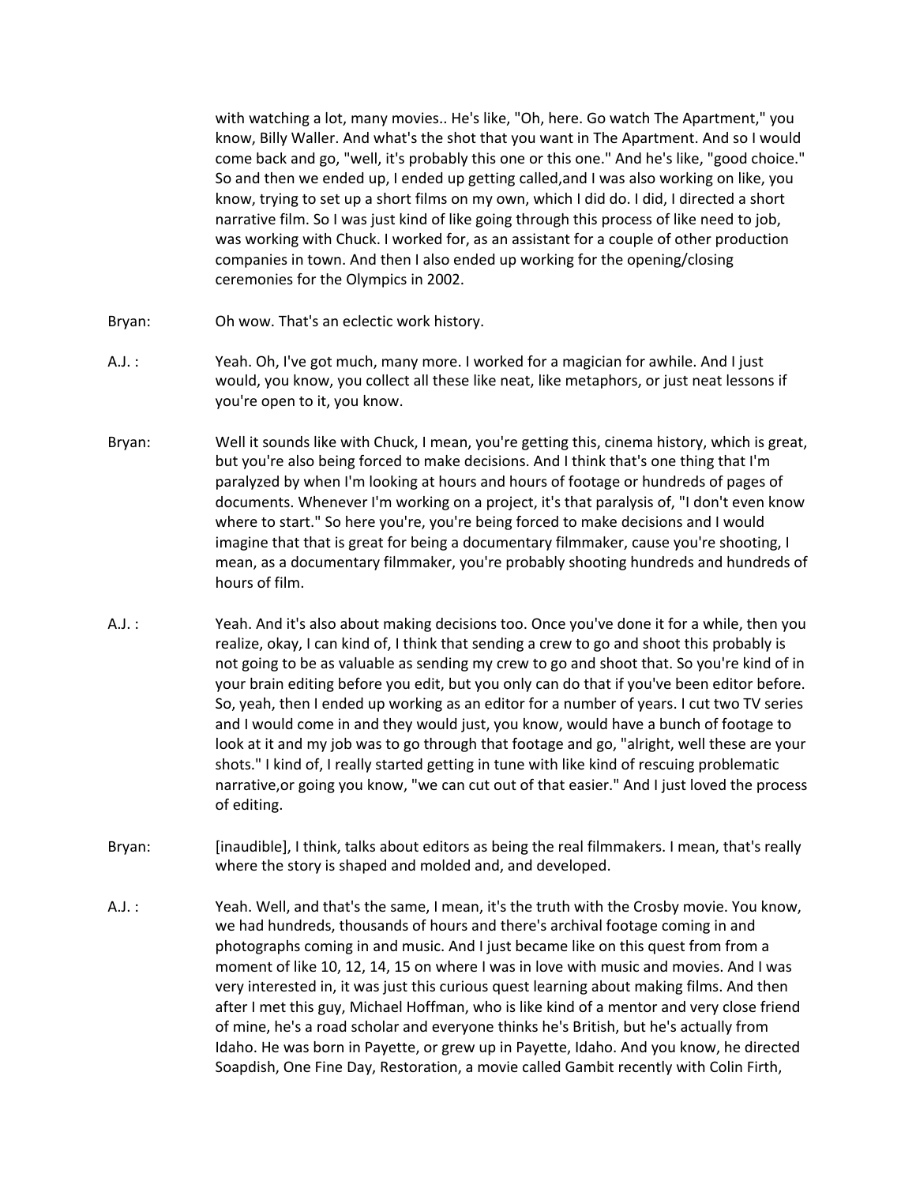with watching a lot, many movies.. He's like, "Oh, here. Go watch The Apartment," you know, Billy Waller. And what's the shot that you want in The Apartment. And so I would come back and go, "well, it's probably this one or this one." And he's like, "good choice." So and then we ended up, I ended up getting called,and I was also working on like, you know, trying to set up a short films on my own, which I did do. I did, I directed a short narrative film. So I was just kind of like going through this process of like need to job, was working with Chuck. I worked for, as an assistant for a couple of other production companies in town. And then I also ended up working for the opening/closing ceremonies for the Olympics in 2002.

Bryan: Oh wow. That's an eclectic work history.

A.J. : Yeah. Oh, I've got much, many more. I worked for a magician for awhile. And I just would, you know, you collect all these like neat, like metaphors, or just neat lessons if you're open to it, you know.

Bryan: Well it sounds like with Chuck, I mean, you're getting this, cinema history, which is great, but you're also being forced to make decisions. And I think that's one thing that I'm paralyzed by when I'm looking at hours and hours of footage or hundreds of pages of documents. Whenever I'm working on a project, it's that paralysis of, "I don't even know where to start." So here you're, you're being forced to make decisions and I would imagine that that is great for being a documentary filmmaker, cause you're shooting, I mean, as a documentary filmmaker, you're probably shooting hundreds and hundreds of hours of film.

A.J. : Yeah. And it's also about making decisions too. Once you've done it for a while, then you realize, okay, I can kind of, I think that sending a crew to go and shoot this probably is not going to be as valuable as sending my crew to go and shoot that. So you're kind of in your brain editing before you edit, but you only can do that if you've been editor before. So, yeah, then I ended up working as an editor for a number of years. I cut two TV series and I would come in and they would just, you know, would have a bunch of footage to look at it and my job was to go through that footage and go, "alright, well these are your shots." I kind of, I really started getting in tune with like kind of rescuing problematic narrative,or going you know, "we can cut out of that easier." And I just loved the process of editing.

Bryan: [inaudible], I think, talks about editors as being the real filmmakers. I mean, that's really where the story is shaped and molded and, and developed.

A.J. : Yeah. Well, and that's the same, I mean, it's the truth with the Crosby movie. You know, we had hundreds, thousands of hours and there's archival footage coming in and photographs coming in and music. And I just became like on this quest from from a moment of like 10, 12, 14, 15 on where I was in love with music and movies. And I was very interested in, it was just this curious quest learning about making films. And then after I met this guy, Michael Hoffman, who is like kind of a mentor and very close friend of mine, he's a road scholar and everyone thinks he's British, but he's actually from Idaho. He was born in Payette, or grew up in Payette, Idaho. And you know, he directed Soapdish, One Fine Day, Restoration, a movie called Gambit recently with Colin Firth,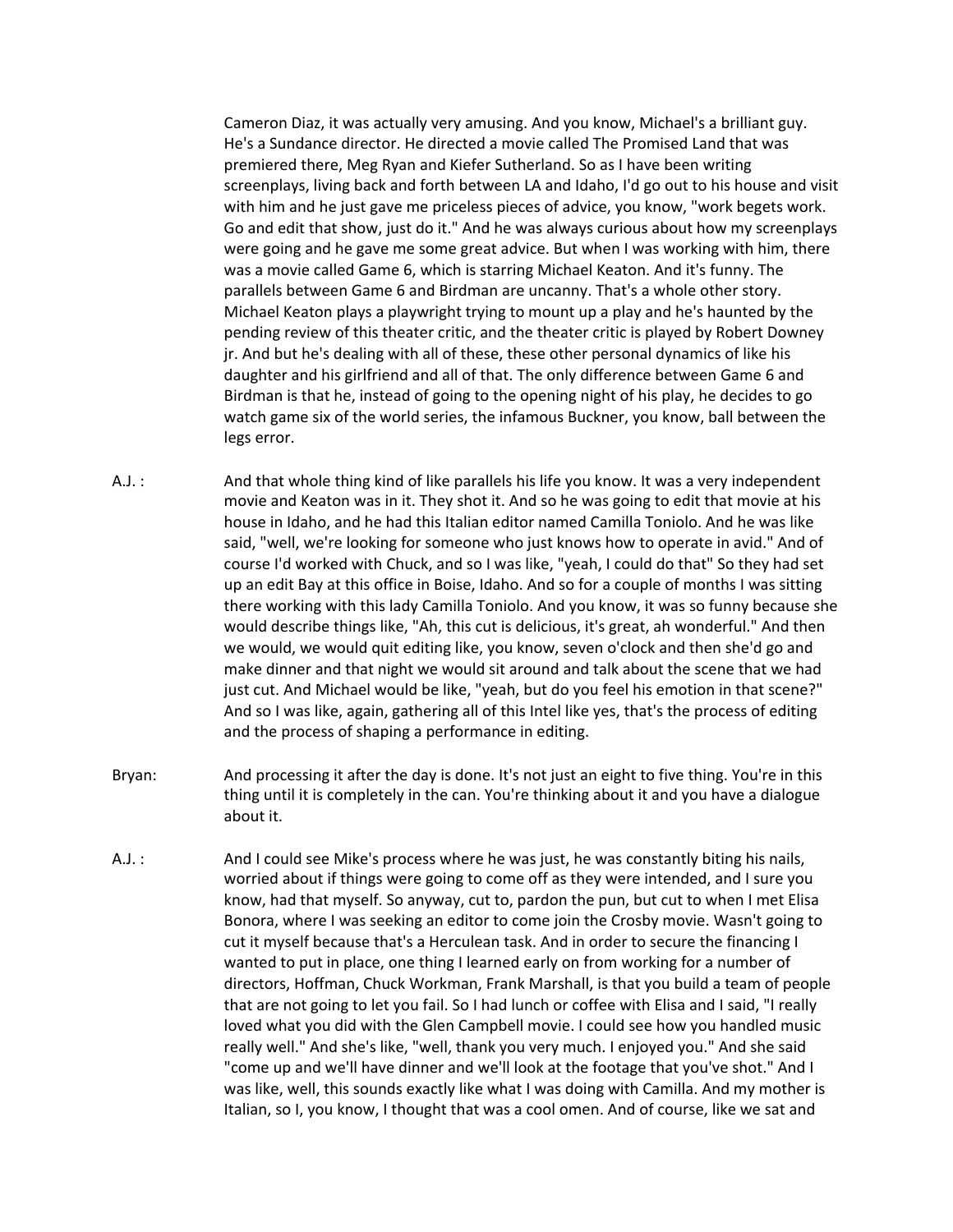Cameron Diaz, it was actually very amusing. And you know, Michael's a brilliant guy. He's a Sundance director. He directed a movie called The Promised Land that was premiered there, Meg Ryan and Kiefer Sutherland. So as I have been writing screenplays, living back and forth between LA and Idaho, I'd go out to his house and visit with him and he just gave me priceless pieces of advice, you know, "work begets work. Go and edit that show, just do it." And he was always curious about how my screenplays were going and he gave me some great advice. But when I was working with him, there was a movie called Game 6, which is starring Michael Keaton. And it's funny. The parallels between Game 6 and Birdman are uncanny. That's a whole other story. Michael Keaton plays a playwright trying to mount up a play and he's haunted by the pending review of this theater critic, and the theater critic is played by Robert Downey jr. And but he's dealing with all of these, these other personal dynamics of like his daughter and his girlfriend and all of that. The only difference between Game 6 and Birdman is that he, instead of going to the opening night of his play, he decides to go watch game six of the world series, the infamous Buckner, you know, ball between the legs error.

A.J. : And that whole thing kind of like parallels his life you know. It was a very independent movie and Keaton was in it. They shot it. And so he was going to edit that movie at his house in Idaho, and he had this Italian editor named Camilla Toniolo. And he was like said, "well, we're looking for someone who just knows how to operate in avid." And of course I'd worked with Chuck, and so I was like, "yeah, I could do that" So they had set up an edit Bay at this office in Boise, Idaho. And so for a couple of months I was sitting there working with this lady Camilla Toniolo. And you know, it was so funny because she would describe things like, "Ah, this cut is delicious, it's great, ah wonderful." And then we would, we would quit editing like, you know, seven o'clock and then she'd go and make dinner and that night we would sit around and talk about the scene that we had just cut. And Michael would be like, "yeah, but do you feel his emotion in that scene?" And so I was like, again, gathering all of this Intel like yes, that's the process of editing and the process of shaping a performance in editing.

Bryan: And processing it after the day is done. It's not just an eight to five thing. You're in this thing until it is completely in the can. You're thinking about it and you have a dialogue about it.

A.J. : And I could see Mike's process where he was just, he was constantly biting his nails, worried about if things were going to come off as they were intended, and I sure you know, had that myself. So anyway, cut to, pardon the pun, but cut to when I met Elisa Bonora, where I was seeking an editor to come join the Crosby movie. Wasn't going to cut it myself because that's a Herculean task. And in order to secure the financing I wanted to put in place, one thing I learned early on from working for a number of directors, Hoffman, Chuck Workman, Frank Marshall, is that you build a team of people that are not going to let you fail. So I had lunch or coffee with Elisa and I said, "I really loved what you did with the Glen Campbell movie. I could see how you handled music really well." And she's like, "well, thank you very much. I enjoyed you." And she said "come up and we'll have dinner and we'll look at the footage that you've shot." And I was like, well, this sounds exactly like what I was doing with Camilla. And my mother is Italian, so I, you know, I thought that was a cool omen. And of course, like we sat and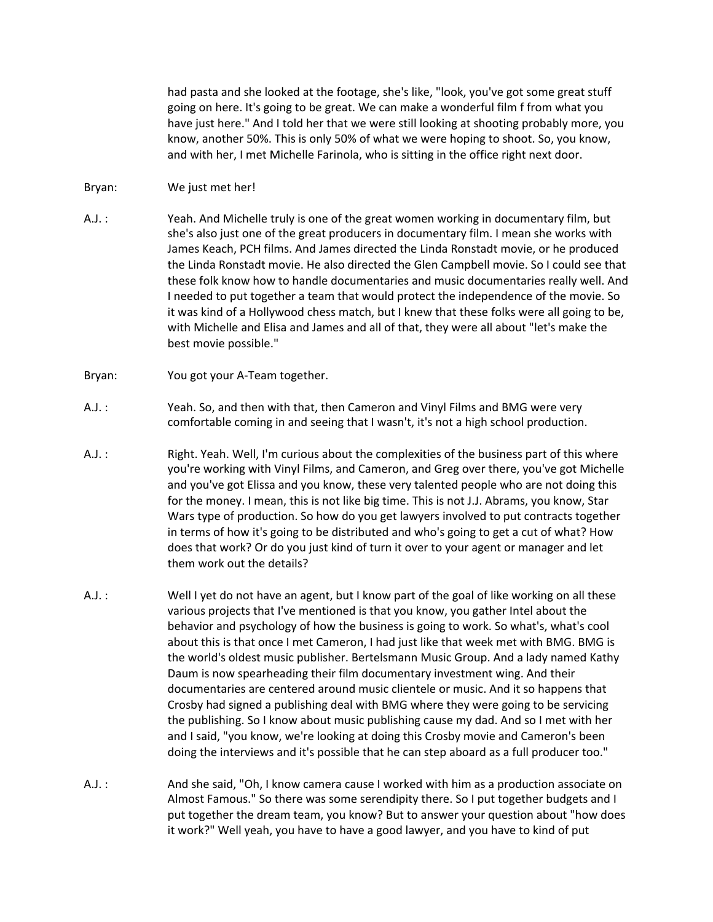had pasta and she looked at the footage, she's like, "look, you've got some great stuff going on here. It's going to be great. We can make a wonderful film f from what you have just here." And I told her that we were still looking at shooting probably more, you know, another 50%. This is only 50% of what we were hoping to shoot. So, you know, and with her, I met Michelle Farinola, who is sitting in the office right next door.

Bryan: We just met her!

A.J. : Yeah. And Michelle truly is one of the great women working in documentary film, but she's also just one of the great producers in documentary film. I mean she works with James Keach, PCH films. And James directed the Linda Ronstadt movie, or he produced the Linda Ronstadt movie. He also directed the Glen Campbell movie. So I could see that these folk know how to handle documentaries and music documentaries really well. And I needed to put together a team that would protect the independence of the movie. So it was kind of a Hollywood chess match, but I knew that these folks were all going to be, with Michelle and Elisa and James and all of that, they were all about "let's make the best movie possible."

Bryan: You got your A-Team together.

A.J. : Yeah. So, and then with that, then Cameron and Vinyl Films and BMG were very comfortable coming in and seeing that I wasn't, it's not a high school production.

A.J. : Right. Yeah. Well, I'm curious about the complexities of the business part of this where you're working with Vinyl Films, and Cameron, and Greg over there, you've got Michelle and you've got Elissa and you know, these very talented people who are not doing this for the money. I mean, this is not like big time. This is not J.J. Abrams, you know, Star Wars type of production. So how do you get lawyers involved to put contracts together in terms of how it's going to be distributed and who's going to get a cut of what? How does that work? Or do you just kind of turn it over to your agent or manager and let them work out the details?

A.J. : Well I yet do not have an agent, but I know part of the goal of like working on all these various projects that I've mentioned is that you know, you gather Intel about the behavior and psychology of how the business is going to work. So what's, what's cool about this is that once I met Cameron, I had just like that week met with BMG. BMG is the world's oldest music publisher. Bertelsmann Music Group. And a lady named Kathy Daum is now spearheading their film documentary investment wing. And their documentaries are centered around music clientele or music. And it so happens that Crosby had signed a publishing deal with BMG where they were going to be servicing the publishing. So I know about music publishing cause my dad. And so I met with her and I said, "you know, we're looking at doing this Crosby movie and Cameron's been doing the interviews and it's possible that he can step aboard as a full producer too."

A.J. : And she said, "Oh, I know camera cause I worked with him as a production associate on Almost Famous." So there was some serendipity there. So I put together budgets and I put together the dream team, you know? But to answer your question about "how does it work?" Well yeah, you have to have a good lawyer, and you have to kind of put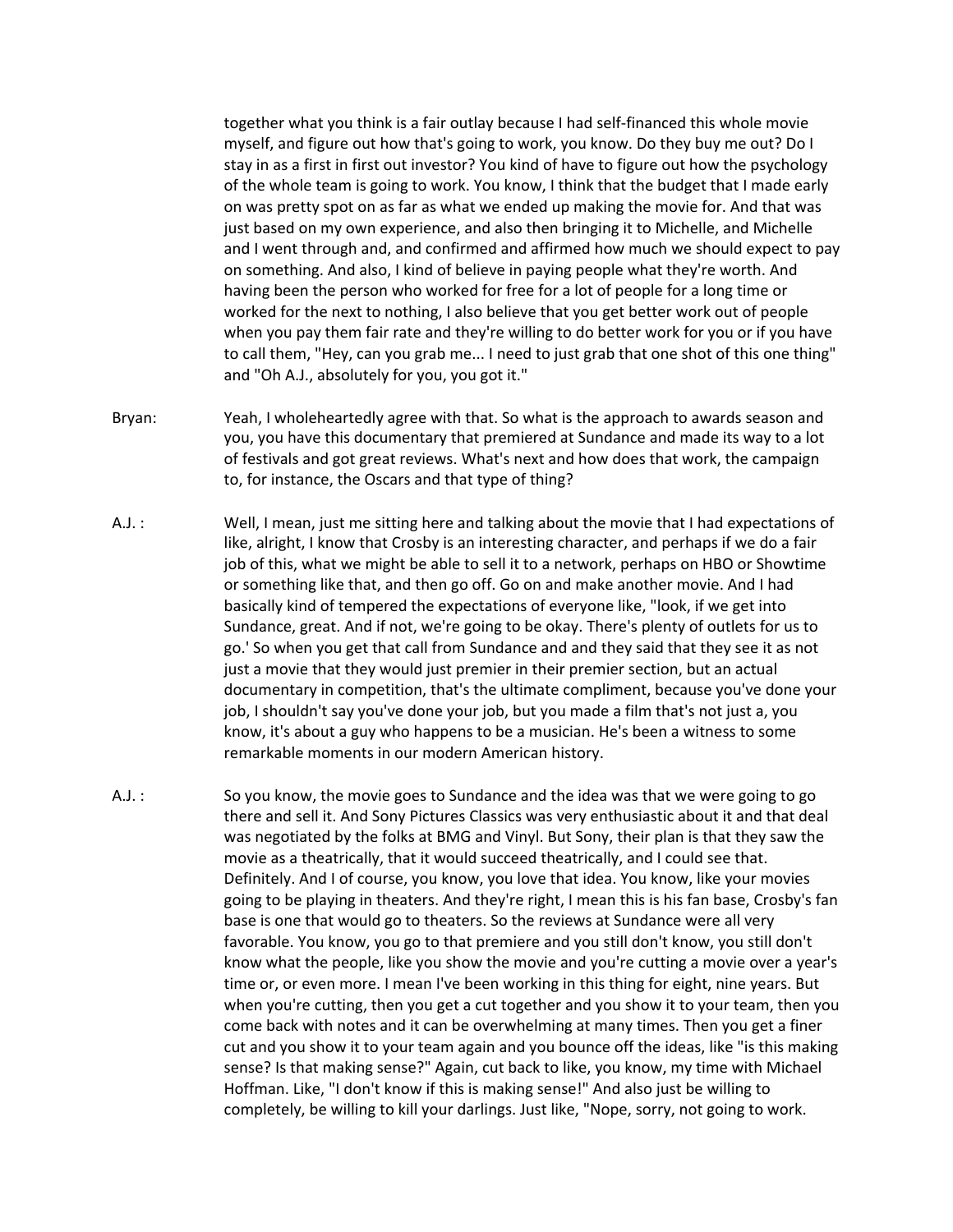together what you think is a fair outlay because I had self-financed this whole movie myself, and figure out how that's going to work, you know. Do they buy me out? Do I stay in as a first in first out investor? You kind of have to figure out how the psychology of the whole team is going to work. You know, I think that the budget that I made early on was pretty spot on as far as what we ended up making the movie for. And that was just based on my own experience, and also then bringing it to Michelle, and Michelle and I went through and, and confirmed and affirmed how much we should expect to pay on something. And also, I kind of believe in paying people what they're worth. And having been the person who worked for free for a lot of people for a long time or worked for the next to nothing, I also believe that you get better work out of people when you pay them fair rate and they're willing to do better work for you or if you have to call them, "Hey, can you grab me... I need to just grab that one shot of this one thing" and "Oh A.J., absolutely for you, you got it."

Bryan: Yeah, I wholeheartedly agree with that. So what is the approach to awards season and you, you have this documentary that premiered at Sundance and made its way to a lot of festivals and got great reviews. What's next and how does that work, the campaign to, for instance, the Oscars and that type of thing?

A.J. : Well, I mean, just me sitting here and talking about the movie that I had expectations of like, alright, I know that Crosby is an interesting character, and perhaps if we do a fair job of this, what we might be able to sell it to a network, perhaps on HBO or Showtime or something like that, and then go off. Go on and make another movie. And I had basically kind of tempered the expectations of everyone like, "look, if we get into Sundance, great. And if not, we're going to be okay. There's plenty of outlets for us to go.' So when you get that call from Sundance and and they said that they see it as not just a movie that they would just premier in their premier section, but an actual documentary in competition, that's the ultimate compliment, because you've done your job, I shouldn't say you've done your job, but you made a film that's not just a, you know, it's about a guy who happens to be a musician. He's been a witness to some remarkable moments in our modern American history.

A.J. : So you know, the movie goes to Sundance and the idea was that we were going to go there and sell it. And Sony Pictures Classics was very enthusiastic about it and that deal was negotiated by the folks at BMG and Vinyl. But Sony, their plan is that they saw the movie as a theatrically, that it would succeed theatrically, and I could see that. Definitely. And I of course, you know, you love that idea. You know, like your movies going to be playing in theaters. And they're right, I mean this is his fan base, Crosby's fan base is one that would go to theaters. So the reviews at Sundance were all very favorable. You know, you go to that premiere and you still don't know, you still don't know what the people, like you show the movie and you're cutting a movie over a year's time or, or even more. I mean I've been working in this thing for eight, nine years. But when you're cutting, then you get a cut together and you show it to your team, then you come back with notes and it can be overwhelming at many times. Then you get a finer cut and you show it to your team again and you bounce off the ideas, like "is this making sense? Is that making sense?" Again, cut back to like, you know, my time with Michael Hoffman. Like, "I don't know if this is making sense!" And also just be willing to completely, be willing to kill your darlings. Just like, "Nope, sorry, not going to work.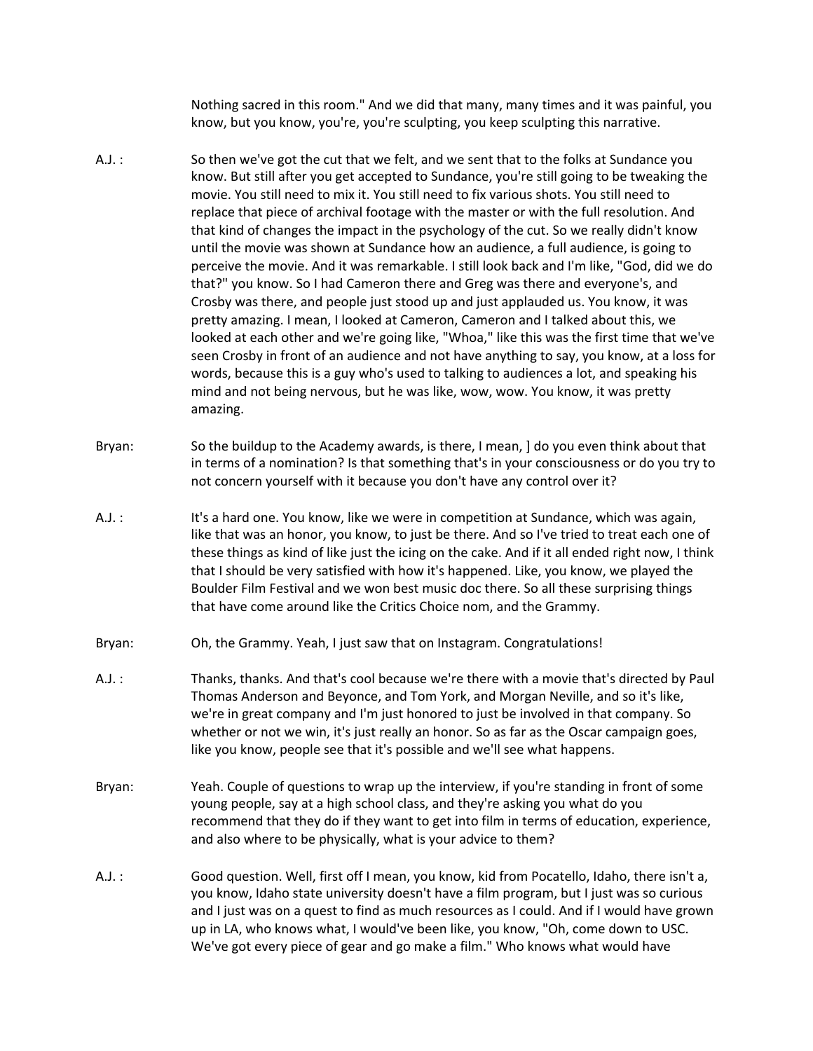Nothing sacred in this room." And we did that many, many times and it was painful, you know, but you know, you're, you're sculpting, you keep sculpting this narrative.

A.J. : So then we've got the cut that we felt, and we sent that to the folks at Sundance you know. But still after you get accepted to Sundance, you're still going to be tweaking the movie. You still need to mix it. You still need to fix various shots. You still need to replace that piece of archival footage with the master or with the full resolution. And that kind of changes the impact in the psychology of the cut. So we really didn't know until the movie was shown at Sundance how an audience, a full audience, is going to perceive the movie. And it was remarkable. I still look back and I'm like, "God, did we do that?" you know. So I had Cameron there and Greg was there and everyone's, and Crosby was there, and people just stood up and just applauded us. You know, it was pretty amazing. I mean, I looked at Cameron, Cameron and I talked about this, we looked at each other and we're going like, "Whoa," like this was the first time that we've seen Crosby in front of an audience and not have anything to say, you know, at a loss for words, because this is a guy who's used to talking to audiences a lot, and speaking his mind and not being nervous, but he was like, wow, wow. You know, it was pretty amazing.

Bryan: So the buildup to the Academy awards, is there, I mean, ] do you even think about that in terms of a nomination? Is that something that's in your consciousness or do you try to not concern yourself with it because you don't have any control over it?

A.J. : It's a hard one. You know, like we were in competition at Sundance, which was again, like that was an honor, you know, to just be there. And so I've tried to treat each one of these things as kind of like just the icing on the cake. And if it all ended right now, I think that I should be very satisfied with how it's happened. Like, you know, we played the Boulder Film Festival and we won best music doc there. So all these surprising things that have come around like the Critics Choice nom, and the Grammy.

Bryan: Oh, the Grammy. Yeah, I just saw that on Instagram. Congratulations!

A.J. : Thanks, thanks. And that's cool because we're there with a movie that's directed by Paul Thomas Anderson and Beyonce, and Tom York, and Morgan Neville, and so it's like, we're in great company and I'm just honored to just be involved in that company. So whether or not we win, it's just really an honor. So as far as the Oscar campaign goes, like you know, people see that it's possible and we'll see what happens.

Bryan: Yeah. Couple of questions to wrap up the interview, if you're standing in front of some young people, say at a high school class, and they're asking you what do you recommend that they do if they want to get into film in terms of education, experience, and also where to be physically, what is your advice to them?

A.J. : Good question. Well, first off I mean, you know, kid from Pocatello, Idaho, there isn't a, you know, Idaho state university doesn't have a film program, but I just was so curious and I just was on a quest to find as much resources as I could. And if I would have grown up in LA, who knows what, I would've been like, you know, "Oh, come down to USC. We've got every piece of gear and go make a film." Who knows what would have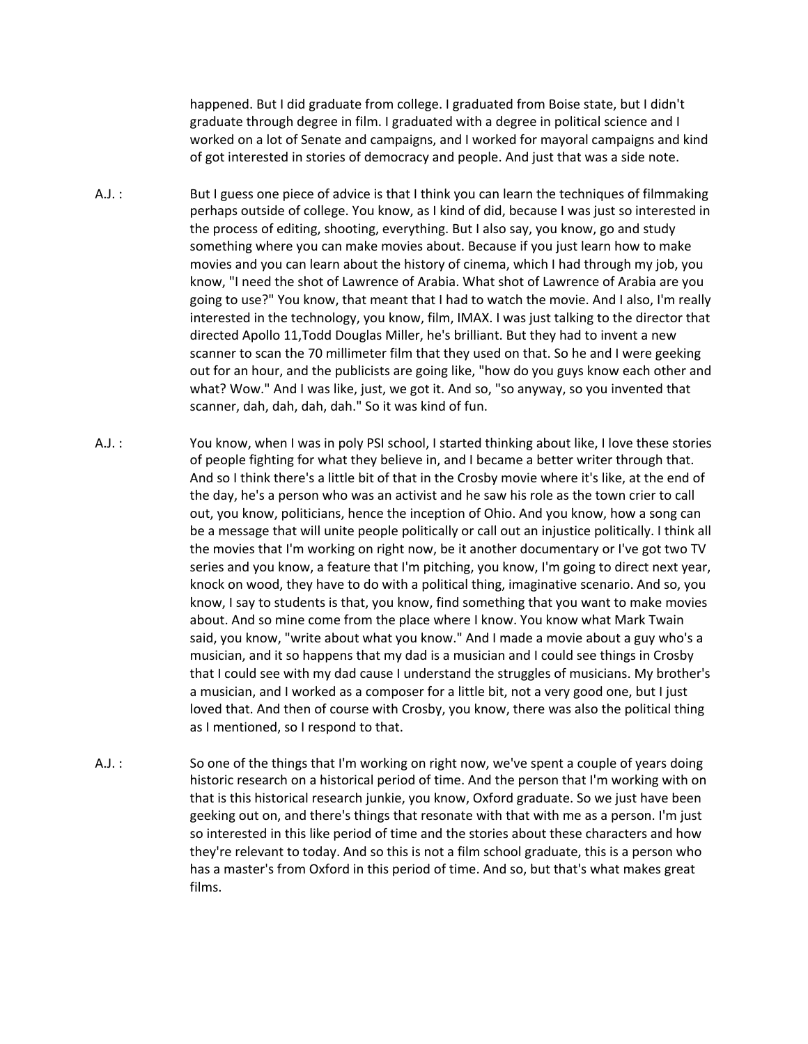happened. But I did graduate from college. I graduated from Boise state, but I didn't graduate through degree in film. I graduated with a degree in political science and I worked on a lot of Senate and campaigns, and I worked for mayoral campaigns and kind of got interested in stories of democracy and people. And just that was a side note.

A.J. : But I guess one piece of advice is that I think you can learn the techniques of filmmaking perhaps outside of college. You know, as I kind of did, because I was just so interested in the process of editing, shooting, everything. But I also say, you know, go and study something where you can make movies about. Because if you just learn how to make movies and you can learn about the history of cinema, which I had through my job, you know, "I need the shot of Lawrence of Arabia. What shot of Lawrence of Arabia are you going to use?" You know, that meant that I had to watch the movie. And I also, I'm really interested in the technology, you know, film, IMAX. I was just talking to the director that directed Apollo 11,Todd Douglas Miller, he's brilliant. But they had to invent a new scanner to scan the 70 millimeter film that they used on that. So he and I were geeking out for an hour, and the publicists are going like, "how do you guys know each other and what? Wow." And I was like, just, we got it. And so, "so anyway, so you invented that scanner, dah, dah, dah, dah." So it was kind of fun.

A.J. : You know, when I was in poly PSI school, I started thinking about like, I love these stories of people fighting for what they believe in, and I became a better writer through that. And so I think there's a little bit of that in the Crosby movie where it's like, at the end of the day, he's a person who was an activist and he saw his role as the town crier to call out, you know, politicians, hence the inception of Ohio. And you know, how a song can be a message that will unite people politically or call out an injustice politically. I think all the movies that I'm working on right now, be it another documentary or I've got two TV series and you know, a feature that I'm pitching, you know, I'm going to direct next year, knock on wood, they have to do with a political thing, imaginative scenario. And so, you know, I say to students is that, you know, find something that you want to make movies about. And so mine come from the place where I know. You know what Mark Twain said, you know, "write about what you know." And I made a movie about a guy who's a musician, and it so happens that my dad is a musician and I could see things in Crosby that I could see with my dad cause I understand the struggles of musicians. My brother's a musician, and I worked as a composer for a little bit, not a very good one, but I just loved that. And then of course with Crosby, you know, there was also the political thing as I mentioned, so I respond to that.

A.J. : So one of the things that I'm working on right now, we've spent a couple of years doing historic research on a historical period of time. And the person that I'm working with on that is this historical research junkie, you know, Oxford graduate. So we just have been geeking out on, and there's things that resonate with that with me as a person. I'm just so interested in this like period of time and the stories about these characters and how they're relevant to today. And so this is not a film school graduate, this is a person who has a master's from Oxford in this period of time. And so, but that's what makes great films.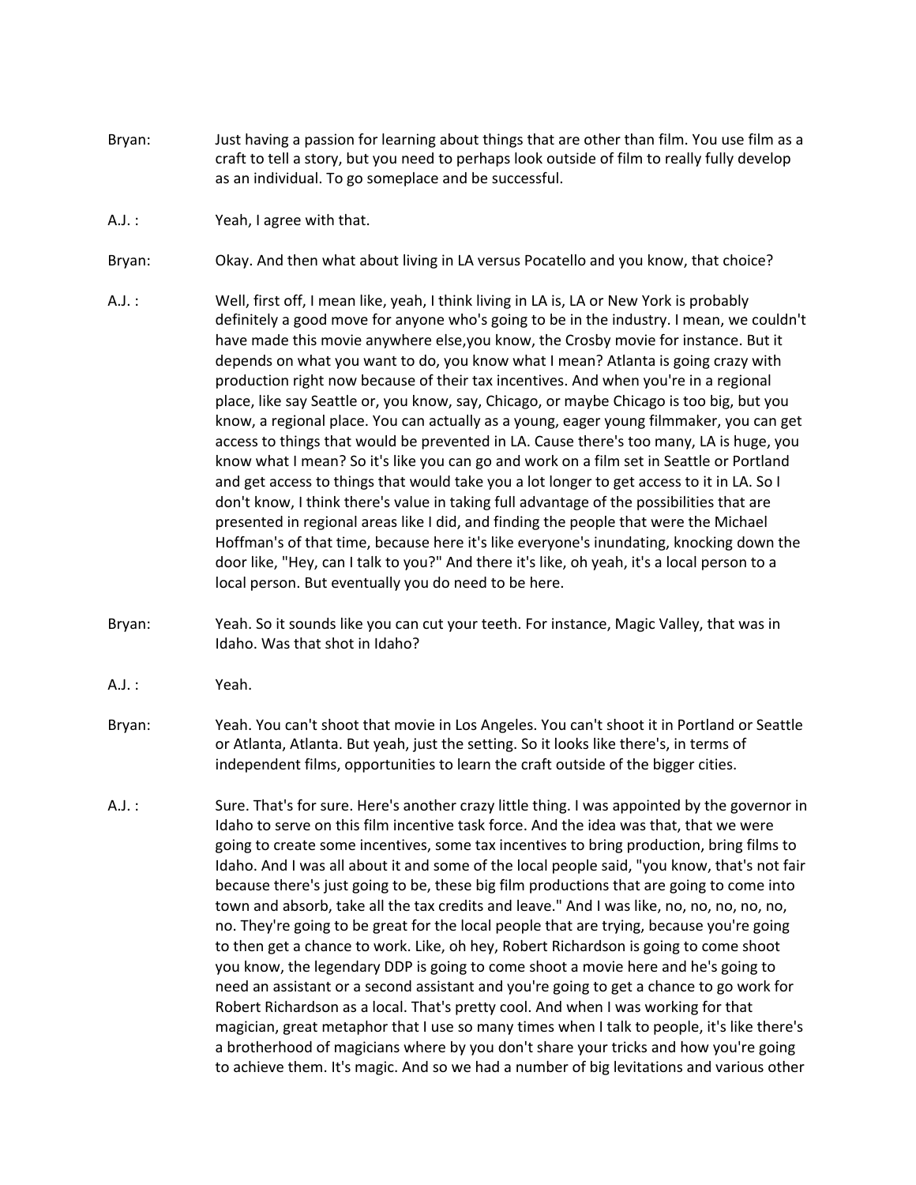Bryan: Just having a passion for learning about things that are other than film. You use film as a craft to tell a story, but you need to perhaps look outside of film to really fully develop as an individual. To go someplace and be successful.

A.J. : Yeah, I agree with that.

Bryan: Okay. And then what about living in LA versus Pocatello and you know, that choice?

A.J. : Well, first off, I mean like, yeah, I think living in LA is, LA or New York is probably definitely a good move for anyone who's going to be in the industry. I mean, we couldn't have made this movie anywhere else,you know, the Crosby movie for instance. But it depends on what you want to do, you know what I mean? Atlanta is going crazy with production right now because of their tax incentives. And when you're in a regional place, like say Seattle or, you know, say, Chicago, or maybe Chicago is too big, but you know, a regional place. You can actually as a young, eager young filmmaker, you can get access to things that would be prevented in LA. Cause there's too many, LA is huge, you know what I mean? So it's like you can go and work on a film set in Seattle or Portland and get access to things that would take you a lot longer to get access to it in LA. So I don't know, I think there's value in taking full advantage of the possibilities that are presented in regional areas like I did, and finding the people that were the Michael Hoffman's of that time, because here it's like everyone's inundating, knocking down the door like, "Hey, can I talk to you?" And there it's like, oh yeah, it's a local person to a local person. But eventually you do need to be here.

Bryan: Yeah. So it sounds like you can cut your teeth. For instance, Magic Valley, that was in Idaho. Was that shot in Idaho?

A.J. : Yeah.

Bryan: Yeah. You can't shoot that movie in Los Angeles. You can't shoot it in Portland or Seattle or Atlanta, Atlanta. But yeah, just the setting. So it looks like there's, in terms of independent films, opportunities to learn the craft outside of the bigger cities.

A.J. : Sure. That's for sure. Here's another crazy little thing. I was appointed by the governor in Idaho to serve on this film incentive task force. And the idea was that, that we were going to create some incentives, some tax incentives to bring production, bring films to Idaho. And I was all about it and some of the local people said, "you know, that's not fair because there's just going to be, these big film productions that are going to come into town and absorb, take all the tax credits and leave." And I was like, no, no, no, no, no, no. They're going to be great for the local people that are trying, because you're going to then get a chance to work. Like, oh hey, Robert Richardson is going to come shoot you know, the legendary DDP is going to come shoot a movie here and he's going to need an assistant or a second assistant and you're going to get a chance to go work for Robert Richardson as a local. That's pretty cool. And when I was working for that magician, great metaphor that I use so many times when I talk to people, it's like there's a brotherhood of magicians where by you don't share your tricks and how you're going to achieve them. It's magic. And so we had a number of big levitations and various other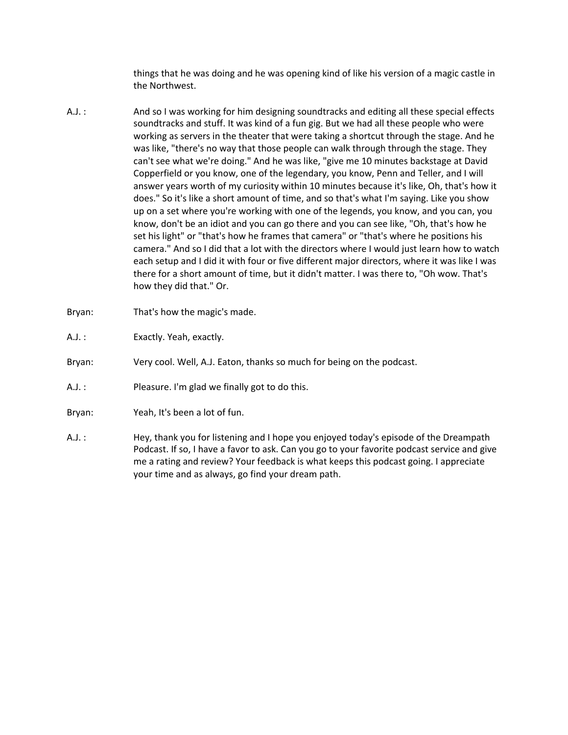things that he was doing and he was opening kind of like his version of a magic castle in the Northwest.

A.J. : And so I was working for him designing soundtracks and editing all these special effects soundtracks and stuff. It was kind of a fun gig. But we had all these people who were working as servers in the theater that were taking a shortcut through the stage. And he was like, "there's no way that those people can walk through through the stage. They can't see what we're doing." And he was like, "give me 10 minutes backstage at David Copperfield or you know, one of the legendary, you know, Penn and Teller, and I will answer years worth of my curiosity within 10 minutes because it's like, Oh, that's how it does." So it's like a short amount of time, and so that's what I'm saying. Like you show up on a set where you're working with one of the legends, you know, and you can, you know, don't be an idiot and you can go there and you can see like, "Oh, that's how he set his light" or "that's how he frames that camera" or "that's where he positions his camera." And so I did that a lot with the directors where I would just learn how to watch each setup and I did it with four or five different major directors, where it was like I was there for a short amount of time, but it didn't matter. I was there to, "Oh wow. That's how they did that." Or.

Bryan: That's how the magic's made.

A.J. : Exactly. Yeah, exactly.

Bryan: Very cool. Well, A.J. Eaton, thanks so much for being on the podcast.

A.J. : Pleasure. I'm glad we finally got to do this.

Bryan: Yeah, It's been a lot of fun.

A.J. : Hey, thank you for listening and I hope you enjoyed today's episode of the Dreampath Podcast. If so, I have a favor to ask. Can you go to your favorite podcast service and give me a rating and review? Your feedback is what keeps this podcast going. I appreciate your time and as always, go find your dream path.